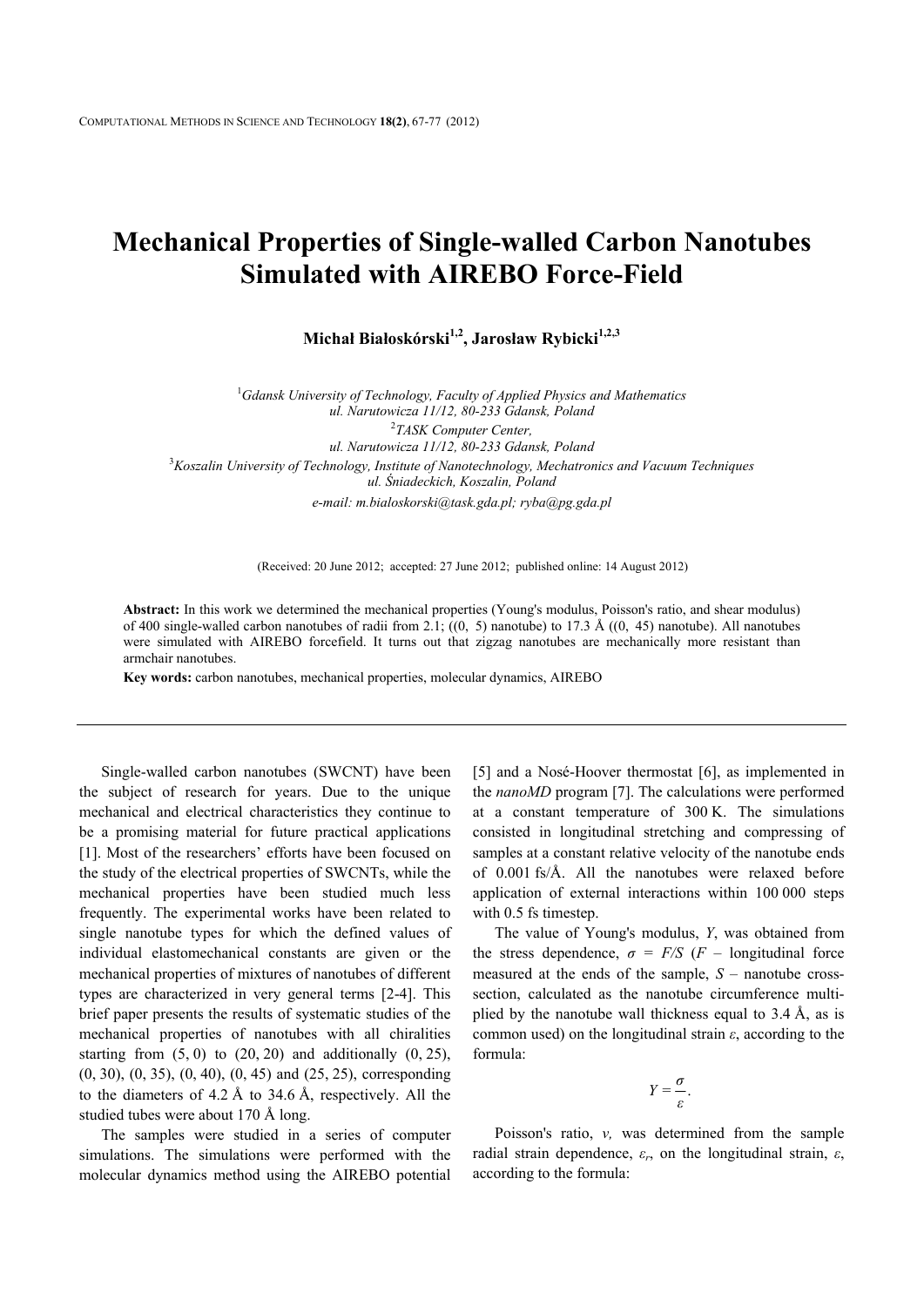# Mechanical Properties of Single-walled Carbon Nanotubes Simulated with AIREBO Force-Field

**Michał Białoskórski[1,2], Jarosław Rybicki[1,2,3]**

[1] *Gdansk University of Technology, Faculty of Applied Physics and Mathematics ul. Narutowicza 11/12, 80-233 Gdansk, Poland*

[2] *TASK Computer Center, ul. Narutowicza 11/12, 80-233 Gdansk, Poland*

[3] *Koszalin University of Technology, Institute of Nanotechnology, Mechatronics and Vacuum Techniques ul. Śniadeckich, Koszalin, Poland*

*e-mail: m.bialoskorski@task.gda.pl; ryba@pg.gda.pl*

(Received: 20 June 2012; accepted: 27 June 2012; published online: 14 August 2012)

**Abstract:** In this work we determined the mechanical properties (Young's modulus, Poisson's ratio, and shear modulus) of 400 single-walled carbon nanotubes of radii from 2.1; ((0, 5) nanotube) to 17.3 Å ((0, 45) nanotube). All nanotubes were simulated with AIREBO forcefield. It turns out that zigzag nanotubes are mechanically more resistant than armchair nanotubes.

**Key words:** carbon nanotubes, mechanical properties, molecular dynamics, AIREBO

Single-walled carbon nanotubes (SWCNT) have been the subject of research for years. Due to the unique mechanical and electrical characteristics they continue to be a promising material for future practical applications [1]. Most of the researchers' efforts have been focused on the study of the electrical properties of SWCNTs, while the mechanical properties have been studied much less frequently. The experimental works have been related to single nanotube types for which the defined values of individual elastomechanical constants are given or the mechanical properties of mixtures of nanotubes of different types are characterized in very general terms [2-4]. This brief paper presents the results of systematic studies of the mechanical properties of nanotubes with all chiralities starting from (5, 0) to (20, 20) and additionally (0, 25), (0, 30), (0, 35), (0, 40), (0, 45) and (25, 25), corresponding to the diameters of 4.2 Å to 34.6 Å, respectively. All the studied tubes were about 170 Å long.

The samples were studied in a series of computer simulations. The simulations were performed with the molecular dynamics method using the AIREBO potential [5] and a Nosé-Hoover thermostat [6], as implemented in the *nanoMD* program [7]. The calculations were performed at a constant temperature of 300 K. The simulations consisted in longitudinal stretching and compressing of samples at a constant relative velocity of the nanotube ends of 0.001 fs/Å. All the nanotubes were relaxed before application of external interactions within 100 000 steps with 0.5 fs timestep.

The value of Young's modulus, $Y$, was obtained from the stress dependence, $\sigma = F/S$ ($F$ – longitudinal force measured at the ends of the sample, $S$ – nanotube cross-section, calculated as the nanotube circumference multiplied by the nanotube wall thickness equal to 3.4 Å, as is common used) on the longitudinal strain $\varepsilon$, according to the formula:

$$Y = \frac{\sigma}{\varepsilon}.$$

Poisson's ratio, $v$, was determined from the sample radial strain dependence, $\varepsilon_r$, on the longitudinal strain, $\varepsilon$, according to the formula: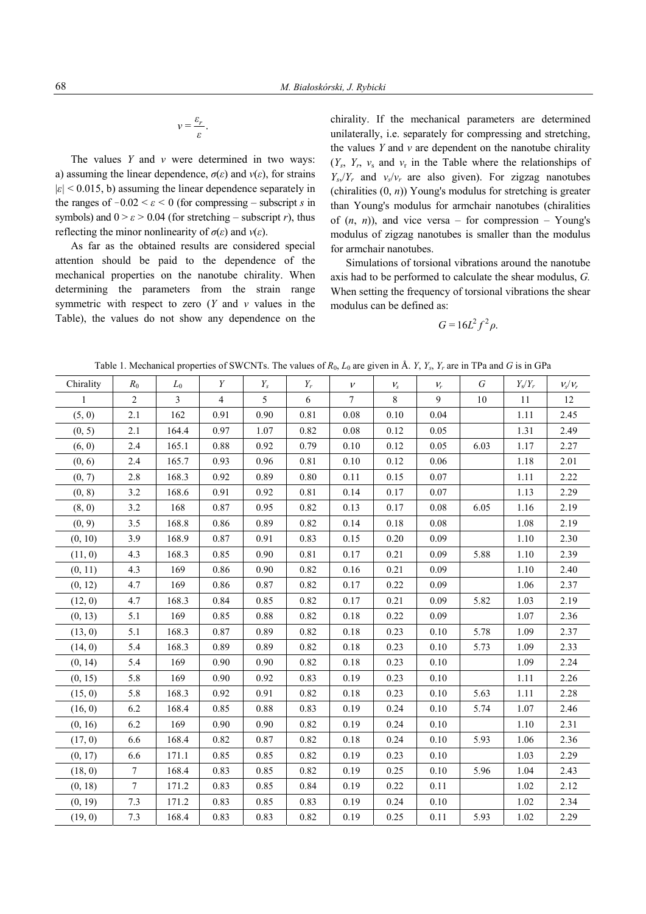$$\nu = \frac{\varepsilon_r}{\varepsilon}.$$

The values $Y$ and $\nu$ were determined in two ways: a) assuming the linear dependence, $\sigma(\varepsilon)$ and $\nu(\varepsilon)$, for strains $|\varepsilon| < 0.015$, b) assuming the linear dependence separately in the ranges of $-0.02 < \varepsilon < 0$ (for compressing – subscript $s$ in symbols) and $0 > \varepsilon > 0.04$ (for stretching – subscript $r$), thus reflecting the minor nonlinearity of $\sigma(\varepsilon)$ and $\nu(\varepsilon)$.

As far as the obtained results are considered special attention should be paid to the dependence of the mechanical properties on the nanotube chirality. When determining the parameters from the strain range symmetric with respect to zero ($Y$ and $\nu$ values in the Table), the values do not show any dependence on the chirality. If the mechanical parameters are determined unilaterally, i.e. separately for compressing and stretching, the values $Y$ and $\nu$ are dependent on the nanotube chirality ($Y_s$, $Y_r$, $\nu_s$ and $\nu_r$ in the Table where the relationships of $Y_s/Y_r$ and $\nu_s/\nu_r$ are also given). For zigzag nanotubes (chiralities $(0, n)$) Young's modulus for stretching is greater than Young's modulus for armchair nanotubes (chiralities of $(n, n)$), and vice versa – for compression – Young's modulus of zigzag nanotubes is smaller than the modulus for armchair nanotubes.

Simulations of torsional vibrations around the nanotube axis had to be performed to calculate the shear modulus, $G$. When setting the frequency of torsional vibrations the shear modulus can be defined as:

$$G = 16L^2 f^2 \rho.$$

Table 1. Mechanical properties of SWCNTs. The values of $R_0$, $L_0$ are given in Å. $Y$, $Y_s$, $Y_r$ are in TPa and $G$ is in GPa

| Chirality | $R_0$ | $L_0$ | $Y$ | $Y_s$ | $Y_r$ | $\nu$ | $\nu_s$ | $\nu_r$ | $G$ | $Y_s/Y_r$ | $\nu_s/\nu_r$ |
|---|---|---|---|---|---|---|---|---|---|---|---|
| 1 | 2 | 3 | 4 | 5 | 6 | 7 | 8 | 9 | 10 | 11 | 12 |
| (5, 0) | 2.1 | 162 | 0.91 | 0.90 | 0.81 | 0.08 | 0.10 | 0.04 | | 1.11 | 2.45 |
| (0, 5) | 2.1 | 164.4 | 0.97 | 1.07 | 0.82 | 0.08 | 0.12 | 0.05 | | 1.31 | 2.49 |
| (6, 0) | 2.4 | 165.1 | 0.88 | 0.92 | 0.79 | 0.10 | 0.12 | 0.05 | 6.03 | 1.17 | 2.27 |
| (0, 6) | 2.4 | 165.7 | 0.93 | 0.96 | 0.81 | 0.10 | 0.12 | 0.06 | | 1.18 | 2.01 |
| (0, 7) | 2.8 | 168.3 | 0.92 | 0.89 | 0.80 | 0.11 | 0.15 | 0.07 | | 1.11 | 2.22 |
| (0, 8) | 3.2 | 168.6 | 0.91 | 0.92 | 0.81 | 0.14 | 0.17 | 0.07 | | 1.13 | 2.29 |
| (8, 0) | 3.2 | 168 | 0.87 | 0.95 | 0.82 | 0.13 | 0.17 | 0.08 | 6.05 | 1.16 | 2.19 |
| (0, 9) | 3.5 | 168.8 | 0.86 | 0.89 | 0.82 | 0.14 | 0.18 | 0.08 | | 1.08 | 2.19 |
| (0, 10) | 3.9 | 168.9 | 0.87 | 0.91 | 0.83 | 0.15 | 0.20 | 0.09 | | 1.10 | 2.30 |
| (11, 0) | 4.3 | 168.3 | 0.85 | 0.90 | 0.81 | 0.17 | 0.21 | 0.09 | 5.88 | 1.10 | 2.39 |
| (0, 11) | 4.3 | 169 | 0.86 | 0.90 | 0.82 | 0.16 | 0.21 | 0.09 | | 1.10 | 2.40 |
| (0, 12) | 4.7 | 169 | 0.86 | 0.87 | 0.82 | 0.17 | 0.22 | 0.09 | | 1.06 | 2.37 |
| (12, 0) | 4.7 | 168.3 | 0.84 | 0.85 | 0.82 | 0.17 | 0.21 | 0.09 | 5.82 | 1.03 | 2.19 |
| (0, 13) | 5.1 | 169 | 0.85 | 0.88 | 0.82 | 0.18 | 0.22 | 0.09 | | 1.07 | 2.36 |
| (13, 0) | 5.1 | 168.3 | 0.87 | 0.89 | 0.82 | 0.18 | 0.23 | 0.10 | 5.78 | 1.09 | 2.37 |
| (14, 0) | 5.4 | 168.3 | 0.89 | 0.89 | 0.82 | 0.18 | 0.23 | 0.10 | 5.73 | 1.09 | 2.33 |
| (0, 14) | 5.4 | 169 | 0.90 | 0.90 | 0.82 | 0.18 | 0.23 | 0.10 | | 1.09 | 2.24 |
| (0, 15) | 5.8 | 169 | 0.90 | 0.92 | 0.83 | 0.19 | 0.23 | 0.10 | | 1.11 | 2.26 |
| (15, 0) | 5.8 | 168.3 | 0.92 | 0.91 | 0.82 | 0.18 | 0.23 | 0.10 | 5.63 | 1.11 | 2.28 |
| (16, 0) | 6.2 | 168.4 | 0.85 | 0.88 | 0.83 | 0.19 | 0.24 | 0.10 | 5.74 | 1.07 | 2.46 |
| (0, 16) | 6.2 | 169 | 0.90 | 0.90 | 0.82 | 0.19 | 0.24 | 0.10 | | 1.10 | 2.31 |
| (17, 0) | 6.6 | 168.4 | 0.82 | 0.87 | 0.82 | 0.18 | 0.24 | 0.10 | 5.93 | 1.06 | 2.36 |
| (0, 17) | 6.6 | 171.1 | 0.85 | 0.85 | 0.82 | 0.19 | 0.23 | 0.10 | | 1.03 | 2.29 |
| (18, 0) | 7 | 168.4 | 0.83 | 0.85 | 0.82 | 0.19 | 0.25 | 0.10 | 5.96 | 1.04 | 2.43 |
| (0, 18) | 7 | 171.2 | 0.83 | 0.85 | 0.84 | 0.19 | 0.22 | 0.11 | | 1.02 | 2.12 |
| (0, 19) | 7.3 | 171.2 | 0.83 | 0.85 | 0.83 | 0.19 | 0.24 | 0.10 | | 1.02 | 2.34 |
| (19, 0) | 7.3 | 168.4 | 0.83 | 0.83 | 0.82 | 0.19 | 0.25 | 0.11 | 5.93 | 1.02 | 2.29 |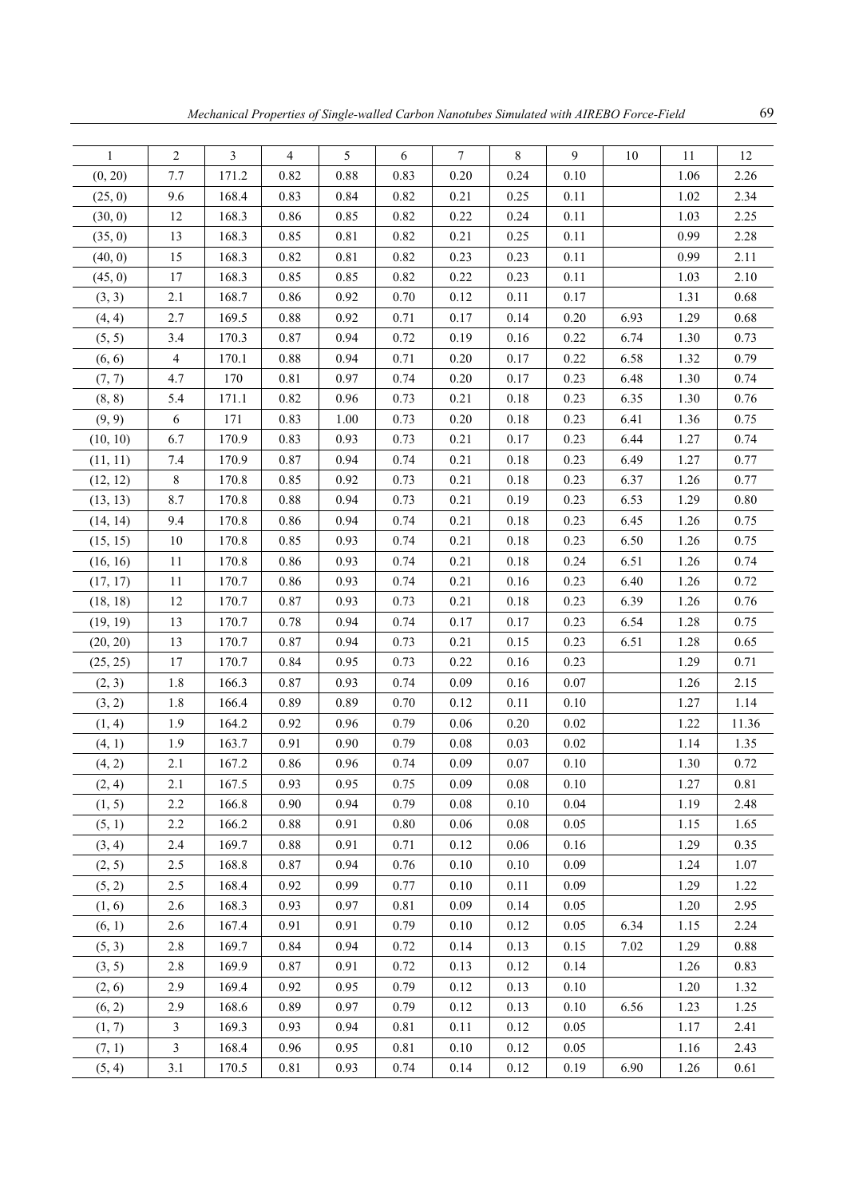| 1 | 2 | 3 | 4 | 5 | 6 | 7 | 8 | 9 | 10 | 11 | 12 |
|---|---|---|---|---|---|---|---|---|---|---|---|
| (0, 20) | 7.7 | 171.2 | 0.82 | 0.88 | 0.83 | 0.20 | 0.24 | 0.10 | | 1.06 | 2.26 |
| (25, 0) | 9.6 | 168.4 | 0.83 | 0.84 | 0.82 | 0.21 | 0.25 | 0.11 | | 1.02 | 2.34 |
| (30, 0) | 12 | 168.3 | 0.86 | 0.85 | 0.82 | 0.22 | 0.24 | 0.11 | | 1.03 | 2.25 |
| (35, 0) | 13 | 168.3 | 0.85 | 0.81 | 0.82 | 0.21 | 0.25 | 0.11 | | 0.99 | 2.28 |
| (40, 0) | 15 | 168.3 | 0.82 | 0.81 | 0.82 | 0.23 | 0.23 | 0.11 | | 0.99 | 2.11 |
| (45, 0) | 17 | 168.3 | 0.85 | 0.85 | 0.82 | 0.22 | 0.23 | 0.11 | | 1.03 | 2.10 |
| (3, 3) | 2.1 | 168.7 | 0.86 | 0.92 | 0.70 | 0.12 | 0.11 | 0.17 | | 1.31 | 0.68 |
| (4, 4) | 2.7 | 169.5 | 0.88 | 0.92 | 0.71 | 0.17 | 0.14 | 0.20 | 6.93 | 1.29 | 0.68 |
| (5, 5) | 3.4 | 170.3 | 0.87 | 0.94 | 0.72 | 0.19 | 0.16 | 0.22 | 6.74 | 1.30 | 0.73 |
| (6, 6) | 4 | 170.1 | 0.88 | 0.94 | 0.71 | 0.20 | 0.17 | 0.22 | 6.58 | 1.32 | 0.79 |
| (7, 7) | 4.7 | 170 | 0.81 | 0.97 | 0.74 | 0.20 | 0.17 | 0.23 | 6.48 | 1.30 | 0.74 |
| (8, 8) | 5.4 | 171.1 | 0.82 | 0.96 | 0.73 | 0.21 | 0.18 | 0.23 | 6.35 | 1.30 | 0.76 |
| (9, 9) | 6 | 171 | 0.83 | 1.00 | 0.73 | 0.20 | 0.18 | 0.23 | 6.41 | 1.36 | 0.75 |
| (10, 10) | 6.7 | 170.9 | 0.83 | 0.93 | 0.73 | 0.21 | 0.17 | 0.23 | 6.44 | 1.27 | 0.74 |
| (11, 11) | 7.4 | 170.9 | 0.87 | 0.94 | 0.74 | 0.21 | 0.18 | 0.23 | 6.49 | 1.27 | 0.77 |
| (12, 12) | 8 | 170.8 | 0.85 | 0.92 | 0.73 | 0.21 | 0.18 | 0.23 | 6.37 | 1.26 | 0.77 |
| (13, 13) | 8.7 | 170.8 | 0.88 | 0.94 | 0.73 | 0.21 | 0.19 | 0.23 | 6.53 | 1.29 | 0.80 |
| (14, 14) | 9.4 | 170.8 | 0.86 | 0.94 | 0.74 | 0.21 | 0.18 | 0.23 | 6.45 | 1.26 | 0.75 |
| (15, 15) | 10 | 170.8 | 0.85 | 0.93 | 0.74 | 0.21 | 0.18 | 0.23 | 6.50 | 1.26 | 0.75 |
| (16, 16) | 11 | 170.8 | 0.86 | 0.93 | 0.74 | 0.21 | 0.18 | 0.24 | 6.51 | 1.26 | 0.74 |
| (17, 17) | 11 | 170.7 | 0.86 | 0.93 | 0.74 | 0.21 | 0.16 | 0.23 | 6.40 | 1.26 | 0.72 |
| (18, 18) | 12 | 170.7 | 0.87 | 0.93 | 0.73 | 0.21 | 0.18 | 0.23 | 6.39 | 1.26 | 0.76 |
| (19, 19) | 13 | 170.7 | 0.78 | 0.94 | 0.74 | 0.17 | 0.17 | 0.23 | 6.54 | 1.28 | 0.75 |
| (20, 20) | 13 | 170.7 | 0.87 | 0.94 | 0.73 | 0.21 | 0.15 | 0.23 | 6.51 | 1.28 | 0.65 |
| (25, 25) | 17 | 170.7 | 0.84 | 0.95 | 0.73 | 0.22 | 0.16 | 0.23 | | 1.29 | 0.71 |
| (2, 3) | 1.8 | 166.3 | 0.87 | 0.93 | 0.74 | 0.09 | 0.16 | 0.07 | | 1.26 | 2.15 |
| (3, 2) | 1.8 | 166.4 | 0.89 | 0.89 | 0.70 | 0.12 | 0.11 | 0.10 | | 1.27 | 1.14 |
| (1, 4) | 1.9 | 164.2 | 0.92 | 0.96 | 0.79 | 0.06 | 0.20 | 0.02 | | 1.22 | 11.36 |
| (4, 1) | 1.9 | 163.7 | 0.91 | 0.90 | 0.79 | 0.08 | 0.03 | 0.02 | | 1.14 | 1.35 |
| (4, 2) | 2.1 | 167.2 | 0.86 | 0.96 | 0.74 | 0.09 | 0.07 | 0.10 | | 1.30 | 0.72 |
| (2, 4) | 2.1 | 167.5 | 0.93 | 0.95 | 0.75 | 0.09 | 0.08 | 0.10 | | 1.27 | 0.81 |
| (1, 5) | 2.2 | 166.8 | 0.90 | 0.94 | 0.79 | 0.08 | 0.10 | 0.04 | | 1.19 | 2.48 |
| (5, 1) | 2.2 | 166.2 | 0.88 | 0.91 | 0.80 | 0.06 | 0.08 | 0.05 | | 1.15 | 1.65 |
| (3, 4) | 2.4 | 169.7 | 0.88 | 0.91 | 0.71 | 0.12 | 0.06 | 0.16 | | 1.29 | 0.35 |
| (2, 5) | 2.5 | 168.8 | 0.87 | 0.94 | 0.76 | 0.10 | 0.10 | 0.09 | | 1.24 | 1.07 |
| (5, 2) | 2.5 | 168.4 | 0.92 | 0.99 | 0.77 | 0.10 | 0.11 | 0.09 | | 1.29 | 1.22 |
| (1, 6) | 2.6 | 168.3 | 0.93 | 0.97 | 0.81 | 0.09 | 0.14 | 0.05 | | 1.20 | 2.95 |
| (6, 1) | 2.6 | 167.4 | 0.91 | 0.91 | 0.79 | 0.10 | 0.12 | 0.05 | 6.34 | 1.15 | 2.24 |
| (5, 3) | 2.8 | 169.7 | 0.84 | 0.94 | 0.72 | 0.14 | 0.13 | 0.15 | 7.02 | 1.29 | 0.88 |
| (3, 5) | 2.8 | 169.9 | 0.87 | 0.91 | 0.72 | 0.13 | 0.12 | 0.14 | | 1.26 | 0.83 |
| (2, 6) | 2.9 | 169.4 | 0.92 | 0.95 | 0.79 | 0.12 | 0.13 | 0.10 | | 1.20 | 1.32 |
| (6, 2) | 2.9 | 168.6 | 0.89 | 0.97 | 0.79 | 0.12 | 0.13 | 0.10 | 6.56 | 1.23 | 1.25 |
| (1, 7) | 3 | 169.3 | 0.93 | 0.94 | 0.81 | 0.11 | 0.12 | 0.05 | | 1.17 | 2.41 |
| (7, 1) | 3 | 168.4 | 0.96 | 0.95 | 0.81 | 0.10 | 0.12 | 0.05 | | 1.16 | 2.43 |
| (5, 4) | 3.1 | 170.5 | 0.81 | 0.93 | 0.74 | 0.14 | 0.12 | 0.19 | 6.90 | 1.26 | 0.61 |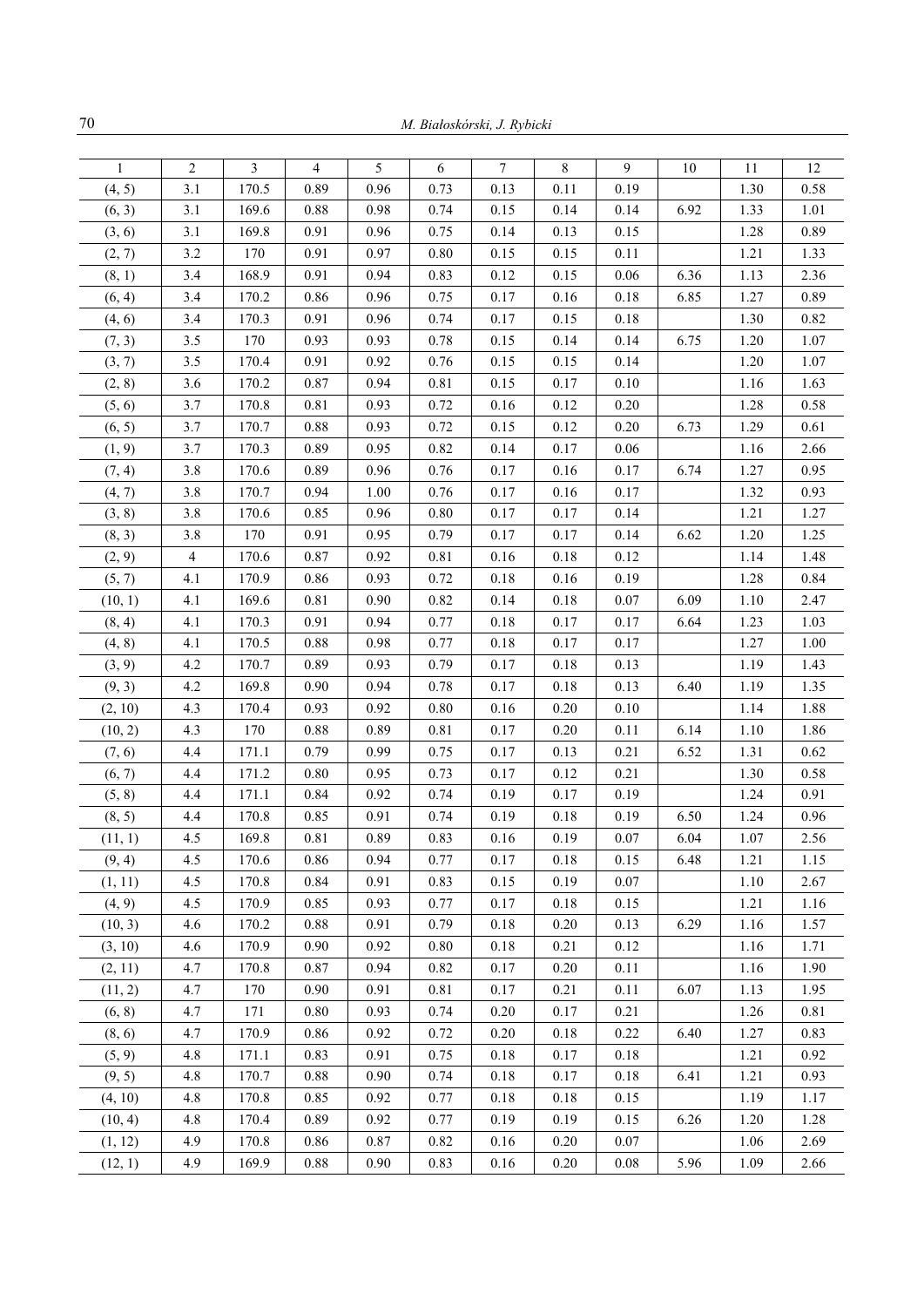| 1 | 2 | 3 | 4 | 5 | 6 | 7 | 8 | 9 | 10 | 11 | 12 |
|---|---|---|---|---|---|---|---|---|---|---|---|
| (4, 5) | 3.1 | 170.5 | 0.89 | 0.96 | 0.73 | 0.13 | 0.11 | 0.19 | | 1.30 | 0.58 |
| (6, 3) | 3.1 | 169.6 | 0.88 | 0.98 | 0.74 | 0.15 | 0.14 | 0.14 | 6.92 | 1.33 | 1.01 |
| (3, 6) | 3.1 | 169.8 | 0.91 | 0.96 | 0.75 | 0.14 | 0.13 | 0.15 | | 1.28 | 0.89 |
| (2, 7) | 3.2 | 170 | 0.91 | 0.97 | 0.80 | 0.15 | 0.15 | 0.11 | | 1.21 | 1.33 |
| (8, 1) | 3.4 | 168.9 | 0.91 | 0.94 | 0.83 | 0.12 | 0.15 | 0.06 | 6.36 | 1.13 | 2.36 |
| (6, 4) | 3.4 | 170.2 | 0.86 | 0.96 | 0.75 | 0.17 | 0.16 | 0.18 | 6.85 | 1.27 | 0.89 |
| (4, 6) | 3.4 | 170.3 | 0.91 | 0.96 | 0.74 | 0.17 | 0.15 | 0.18 | | 1.30 | 0.82 |
| (7, 3) | 3.5 | 170 | 0.93 | 0.93 | 0.78 | 0.15 | 0.14 | 0.14 | 6.75 | 1.20 | 1.07 |
| (3, 7) | 3.5 | 170.4 | 0.91 | 0.92 | 0.76 | 0.15 | 0.15 | 0.14 | | 1.20 | 1.07 |
| (2, 8) | 3.6 | 170.2 | 0.87 | 0.94 | 0.81 | 0.15 | 0.17 | 0.10 | | 1.16 | 1.63 |
| (5, 6) | 3.7 | 170.8 | 0.81 | 0.93 | 0.72 | 0.16 | 0.12 | 0.20 | | 1.28 | 0.58 |
| (6, 5) | 3.7 | 170.7 | 0.88 | 0.93 | 0.72 | 0.15 | 0.12 | 0.20 | 6.73 | 1.29 | 0.61 |
| (1, 9) | 3.7 | 170.3 | 0.89 | 0.95 | 0.82 | 0.14 | 0.17 | 0.06 | | 1.16 | 2.66 |
| (7, 4) | 3.8 | 170.6 | 0.89 | 0.96 | 0.76 | 0.17 | 0.16 | 0.17 | 6.74 | 1.27 | 0.95 |
| (4, 7) | 3.8 | 170.7 | 0.94 | 1.00 | 0.76 | 0.17 | 0.16 | 0.17 | | 1.32 | 0.93 |
| (3, 8) | 3.8 | 170.6 | 0.85 | 0.96 | 0.80 | 0.17 | 0.17 | 0.14 | | 1.21 | 1.27 |
| (8, 3) | 3.8 | 170 | 0.91 | 0.95 | 0.79 | 0.17 | 0.17 | 0.14 | 6.62 | 1.20 | 1.25 |
| (2, 9) | 4 | 170.6 | 0.87 | 0.92 | 0.81 | 0.16 | 0.18 | 0.12 | | 1.14 | 1.48 |
| (5, 7) | 4.1 | 170.9 | 0.86 | 0.93 | 0.72 | 0.18 | 0.16 | 0.19 | | 1.28 | 0.84 |
| (10, 1) | 4.1 | 169.6 | 0.81 | 0.90 | 0.82 | 0.14 | 0.18 | 0.07 | 6.09 | 1.10 | 2.47 |
| (8, 4) | 4.1 | 170.3 | 0.91 | 0.94 | 0.77 | 0.18 | 0.17 | 0.17 | 6.64 | 1.23 | 1.03 |
| (4, 8) | 4.1 | 170.5 | 0.88 | 0.98 | 0.77 | 0.18 | 0.17 | 0.17 | | 1.27 | 1.00 |
| (3, 9) | 4.2 | 170.7 | 0.89 | 0.93 | 0.79 | 0.17 | 0.18 | 0.13 | | 1.19 | 1.43 |
| (9, 3) | 4.2 | 169.8 | 0.90 | 0.94 | 0.78 | 0.17 | 0.18 | 0.13 | 6.40 | 1.19 | 1.35 |
| (2, 10) | 4.3 | 170.4 | 0.93 | 0.92 | 0.80 | 0.16 | 0.20 | 0.10 | | 1.14 | 1.88 |
| (10, 2) | 4.3 | 170 | 0.88 | 0.89 | 0.81 | 0.17 | 0.20 | 0.11 | 6.14 | 1.10 | 1.86 |
| (7, 6) | 4.4 | 171.1 | 0.79 | 0.99 | 0.75 | 0.17 | 0.13 | 0.21 | 6.52 | 1.31 | 0.62 |
| (6, 7) | 4.4 | 171.2 | 0.80 | 0.95 | 0.73 | 0.17 | 0.12 | 0.21 | | 1.30 | 0.58 |
| (5, 8) | 4.4 | 171.1 | 0.84 | 0.92 | 0.74 | 0.19 | 0.17 | 0.19 | | 1.24 | 0.91 |
| (8, 5) | 4.4 | 170.8 | 0.85 | 0.91 | 0.74 | 0.19 | 0.18 | 0.19 | 6.50 | 1.24 | 0.96 |
| (11, 1) | 4.5 | 169.8 | 0.81 | 0.89 | 0.83 | 0.16 | 0.19 | 0.07 | 6.04 | 1.07 | 2.56 |
| (9, 4) | 4.5 | 170.6 | 0.86 | 0.94 | 0.77 | 0.17 | 0.18 | 0.15 | 6.48 | 1.21 | 1.15 |
| (1, 11) | 4.5 | 170.8 | 0.84 | 0.91 | 0.83 | 0.15 | 0.19 | 0.07 | | 1.10 | 2.67 |
| (4, 9) | 4.5 | 170.9 | 0.85 | 0.93 | 0.77 | 0.17 | 0.18 | 0.15 | | 1.21 | 1.16 |
| (10, 3) | 4.6 | 170.2 | 0.88 | 0.91 | 0.79 | 0.18 | 0.20 | 0.13 | 6.29 | 1.16 | 1.57 |
| (3, 10) | 4.6 | 170.9 | 0.90 | 0.92 | 0.80 | 0.18 | 0.21 | 0.12 | | 1.16 | 1.71 |
| (2, 11) | 4.7 | 170.8 | 0.87 | 0.94 | 0.82 | 0.17 | 0.20 | 0.11 | | 1.16 | 1.90 |
| (11, 2) | 4.7 | 170 | 0.90 | 0.91 | 0.81 | 0.17 | 0.21 | 0.11 | 6.07 | 1.13 | 1.95 |
| (6, 8) | 4.7 | 171 | 0.80 | 0.93 | 0.74 | 0.20 | 0.17 | 0.21 | | 1.26 | 0.81 |
| (8, 6) | 4.7 | 170.9 | 0.86 | 0.92 | 0.72 | 0.20 | 0.18 | 0.22 | 6.40 | 1.27 | 0.83 |
| (5, 9) | 4.8 | 171.1 | 0.83 | 0.91 | 0.75 | 0.18 | 0.17 | 0.18 | | 1.21 | 0.92 |
| (9, 5) | 4.8 | 170.7 | 0.88 | 0.90 | 0.74 | 0.18 | 0.17 | 0.18 | 6.41 | 1.21 | 0.93 |
| (4, 10) | 4.8 | 170.8 | 0.85 | 0.92 | 0.77 | 0.18 | 0.18 | 0.15 | | 1.19 | 1.17 |
| (10, 4) | 4.8 | 170.4 | 0.89 | 0.92 | 0.77 | 0.19 | 0.19 | 0.15 | 6.26 | 1.20 | 1.28 |
| (1, 12) | 4.9 | 170.8 | 0.86 | 0.87 | 0.82 | 0.16 | 0.20 | 0.07 | | 1.06 | 2.69 |
| (12, 1) | 4.9 | 169.9 | 0.88 | 0.90 | 0.83 | 0.16 | 0.20 | 0.08 | 5.96 | 1.09 | 2.66 |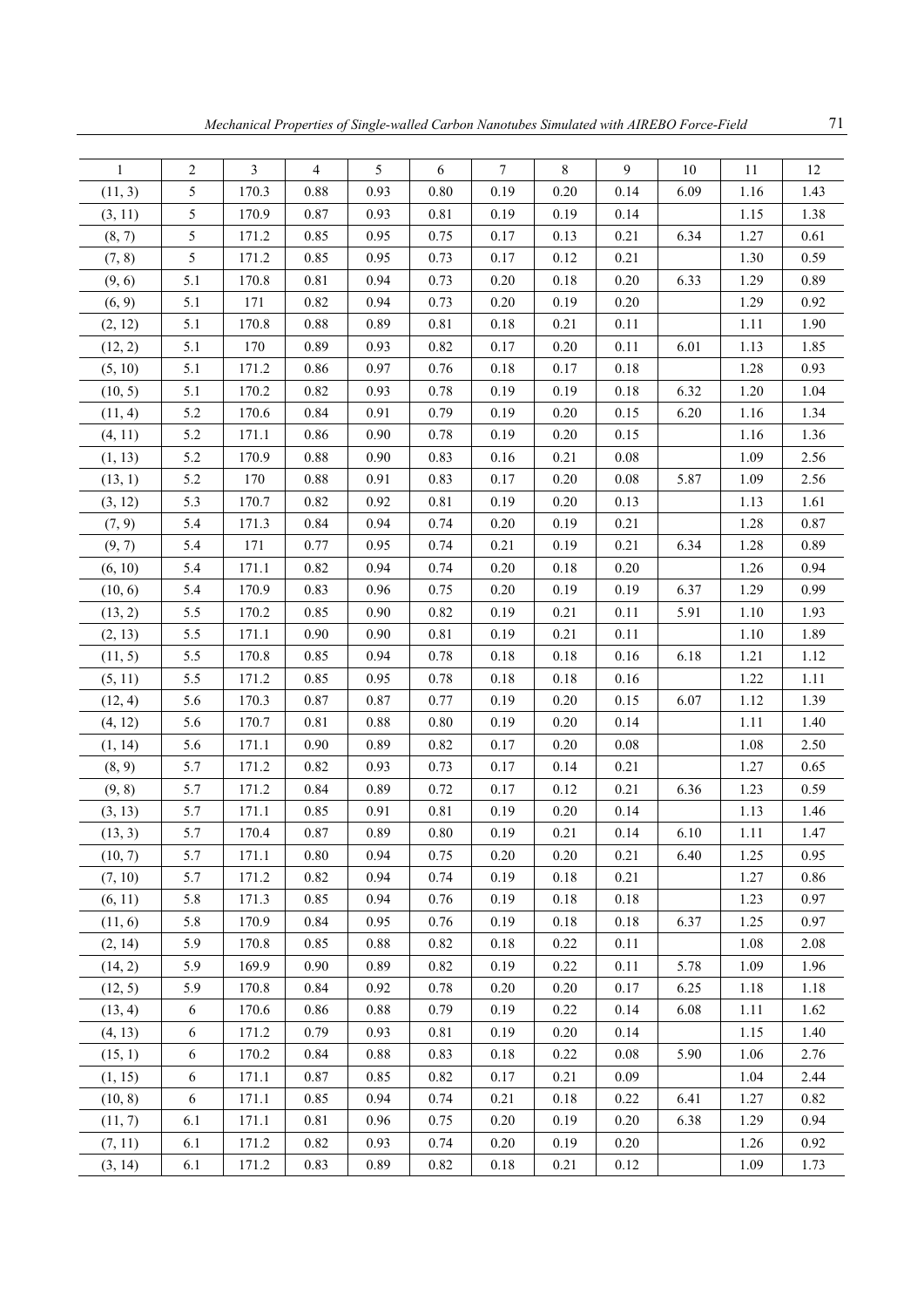| 1 | 2 | 3 | 4 | 5 | 6 | 7 | 8 | 9 | 10 | 11 | 12 |
|---|---|---|---|---|---|---|---|---|---|---|---|
| (11, 3) | 5 | 170.3 | 0.88 | 0.93 | 0.80 | 0.19 | 0.20 | 0.14 | 6.09 | 1.16 | 1.43 |
| (3, 11) | 5 | 170.9 | 0.87 | 0.93 | 0.81 | 0.19 | 0.19 | 0.14 | | 1.15 | 1.38 |
| (8, 7) | 5 | 171.2 | 0.85 | 0.95 | 0.75 | 0.17 | 0.13 | 0.21 | 6.34 | 1.27 | 0.61 |
| (7, 8) | 5 | 171.2 | 0.85 | 0.95 | 0.73 | 0.17 | 0.12 | 0.21 | | 1.30 | 0.59 |
| (9, 6) | 5.1 | 170.8 | 0.81 | 0.94 | 0.73 | 0.20 | 0.18 | 0.20 | 6.33 | 1.29 | 0.89 |
| (6, 9) | 5.1 | 171 | 0.82 | 0.94 | 0.73 | 0.20 | 0.19 | 0.20 | | 1.29 | 0.92 |
| (2, 12) | 5.1 | 170.8 | 0.88 | 0.89 | 0.81 | 0.18 | 0.21 | 0.11 | | 1.11 | 1.90 |
| (12, 2) | 5.1 | 170 | 0.89 | 0.93 | 0.82 | 0.17 | 0.20 | 0.11 | 6.01 | 1.13 | 1.85 |
| (5, 10) | 5.1 | 171.2 | 0.86 | 0.97 | 0.76 | 0.18 | 0.17 | 0.18 | | 1.28 | 0.93 |
| (10, 5) | 5.1 | 170.2 | 0.82 | 0.93 | 0.78 | 0.19 | 0.19 | 0.18 | 6.32 | 1.20 | 1.04 |
| (11, 4) | 5.2 | 170.6 | 0.84 | 0.91 | 0.79 | 0.19 | 0.20 | 0.15 | 6.20 | 1.16 | 1.34 |
| (4, 11) | 5.2 | 171.1 | 0.86 | 0.90 | 0.78 | 0.19 | 0.20 | 0.15 | | 1.16 | 1.36 |
| (1, 13) | 5.2 | 170.9 | 0.88 | 0.90 | 0.83 | 0.16 | 0.21 | 0.08 | | 1.09 | 2.56 |
| (13, 1) | 5.2 | 170 | 0.88 | 0.91 | 0.83 | 0.17 | 0.20 | 0.08 | 5.87 | 1.09 | 2.56 |
| (3, 12) | 5.3 | 170.7 | 0.82 | 0.92 | 0.81 | 0.19 | 0.20 | 0.13 | | 1.13 | 1.61 |
| (7, 9) | 5.4 | 171.3 | 0.84 | 0.94 | 0.74 | 0.20 | 0.19 | 0.21 | | 1.28 | 0.87 |
| (9, 7) | 5.4 | 171 | 0.77 | 0.95 | 0.74 | 0.21 | 0.19 | 0.21 | 6.34 | 1.28 | 0.89 |
| (6, 10) | 5.4 | 171.1 | 0.82 | 0.94 | 0.74 | 0.20 | 0.18 | 0.20 | | 1.26 | 0.94 |
| (10, 6) | 5.4 | 170.9 | 0.83 | 0.96 | 0.75 | 0.20 | 0.19 | 0.19 | 6.37 | 1.29 | 0.99 |
| (13, 2) | 5.5 | 170.2 | 0.85 | 0.90 | 0.82 | 0.19 | 0.21 | 0.11 | 5.91 | 1.10 | 1.93 |
| (2, 13) | 5.5 | 171.1 | 0.90 | 0.90 | 0.81 | 0.19 | 0.21 | 0.11 | | 1.10 | 1.89 |
| (11, 5) | 5.5 | 170.8 | 0.85 | 0.94 | 0.78 | 0.18 | 0.18 | 0.16 | 6.18 | 1.21 | 1.12 |
| (5, 11) | 5.5 | 171.2 | 0.85 | 0.95 | 0.78 | 0.18 | 0.18 | 0.16 | | 1.22 | 1.11 |
| (12, 4) | 5.6 | 170.3 | 0.87 | 0.87 | 0.77 | 0.19 | 0.20 | 0.15 | 6.07 | 1.12 | 1.39 |
| (4, 12) | 5.6 | 170.7 | 0.81 | 0.88 | 0.80 | 0.19 | 0.20 | 0.14 | | 1.11 | 1.40 |
| (1, 14) | 5.6 | 171.1 | 0.90 | 0.89 | 0.82 | 0.17 | 0.20 | 0.08 | | 1.08 | 2.50 |
| (8, 9) | 5.7 | 171.2 | 0.82 | 0.93 | 0.73 | 0.17 | 0.14 | 0.21 | | 1.27 | 0.65 |
| (9, 8) | 5.7 | 171.2 | 0.84 | 0.89 | 0.72 | 0.17 | 0.12 | 0.21 | 6.36 | 1.23 | 0.59 |
| (3, 13) | 5.7 | 171.1 | 0.85 | 0.91 | 0.81 | 0.19 | 0.20 | 0.14 | | 1.13 | 1.46 |
| (13, 3) | 5.7 | 170.4 | 0.87 | 0.89 | 0.80 | 0.19 | 0.21 | 0.14 | 6.10 | 1.11 | 1.47 |
| (10, 7) | 5.7 | 171.1 | 0.80 | 0.94 | 0.75 | 0.20 | 0.20 | 0.21 | 6.40 | 1.25 | 0.95 |
| (7, 10) | 5.7 | 171.2 | 0.82 | 0.94 | 0.74 | 0.19 | 0.18 | 0.21 | | 1.27 | 0.86 |
| (6, 11) | 5.8 | 171.3 | 0.85 | 0.94 | 0.76 | 0.19 | 0.18 | 0.18 | | 1.23 | 0.97 |
| (11, 6) | 5.8 | 170.9 | 0.84 | 0.95 | 0.76 | 0.19 | 0.18 | 0.18 | 6.37 | 1.25 | 0.97 |
| (2, 14) | 5.9 | 170.8 | 0.85 | 0.88 | 0.82 | 0.18 | 0.22 | 0.11 | | 1.08 | 2.08 |
| (14, 2) | 5.9 | 169.9 | 0.90 | 0.89 | 0.82 | 0.19 | 0.22 | 0.11 | 5.78 | 1.09 | 1.96 |
| (12, 5) | 5.9 | 170.8 | 0.84 | 0.92 | 0.78 | 0.20 | 0.20 | 0.17 | 6.25 | 1.18 | 1.18 |
| (13, 4) | 6 | 170.6 | 0.86 | 0.88 | 0.79 | 0.19 | 0.22 | 0.14 | 6.08 | 1.11 | 1.62 |
| (4, 13) | 6 | 171.2 | 0.79 | 0.93 | 0.81 | 0.19 | 0.20 | 0.14 | | 1.15 | 1.40 |
| (15, 1) | 6 | 170.2 | 0.84 | 0.88 | 0.83 | 0.18 | 0.22 | 0.08 | 5.90 | 1.06 | 2.76 |
| (1, 15) | 6 | 171.1 | 0.87 | 0.85 | 0.82 | 0.17 | 0.21 | 0.09 | | 1.04 | 2.44 |
| (10, 8) | 6 | 171.1 | 0.85 | 0.94 | 0.74 | 0.21 | 0.18 | 0.22 | 6.41 | 1.27 | 0.82 |
| (11, 7) | 6.1 | 171.1 | 0.81 | 0.96 | 0.75 | 0.20 | 0.19 | 0.20 | 6.38 | 1.29 | 0.94 |
| (7, 11) | 6.1 | 171.2 | 0.82 | 0.93 | 0.74 | 0.20 | 0.19 | 0.20 | | 1.26 | 0.92 |
| (3, 14) | 6.1 | 171.2 | 0.83 | 0.89 | 0.82 | 0.18 | 0.21 | 0.12 | | 1.09 | 1.73 |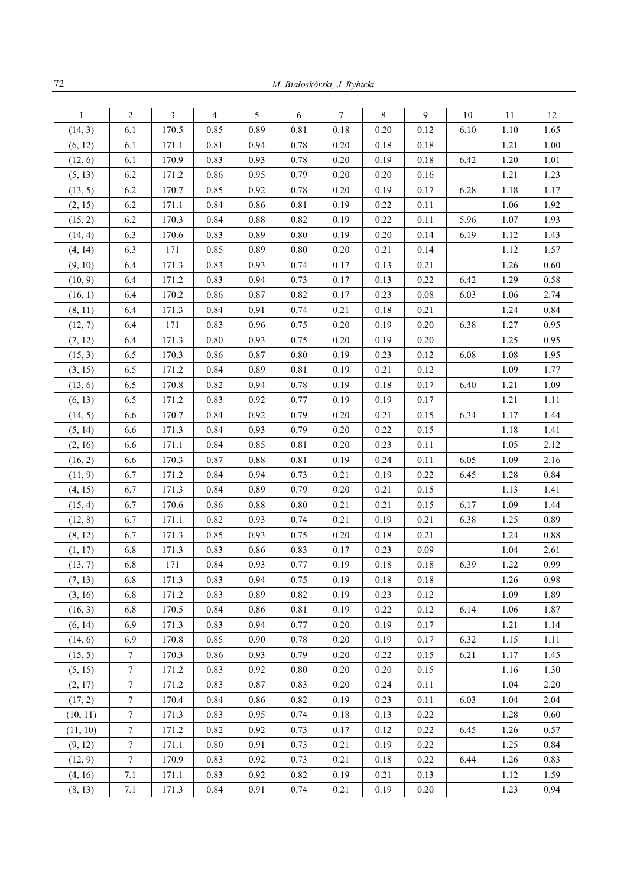| 1 | 2 | 3 | 4 | 5 | 6 | 7 | 8 | 9 | 10 | 11 | 12 |
|---|---|---|---|---|---|---|---|---|---|---|---|
| (14, 3) | 6.1 | 170.5 | 0.85 | 0.89 | 0.81 | 0.18 | 0.20 | 0.12 | 6.10 | 1.10 | 1.65 |
| (6, 12) | 6.1 | 171.1 | 0.81 | 0.94 | 0.78 | 0.20 | 0.18 | 0.18 | | 1.21 | 1.00 |
| (12, 6) | 6.1 | 170.9 | 0.83 | 0.93 | 0.78 | 0.20 | 0.19 | 0.18 | 6.42 | 1.20 | 1.01 |
| (5, 13) | 6.2 | 171.2 | 0.86 | 0.95 | 0.79 | 0.20 | 0.20 | 0.16 | | 1.21 | 1.23 |
| (13, 5) | 6.2 | 170.7 | 0.85 | 0.92 | 0.78 | 0.20 | 0.19 | 0.17 | 6.28 | 1.18 | 1.17 |
| (2, 15) | 6.2 | 171.1 | 0.84 | 0.86 | 0.81 | 0.19 | 0.22 | 0.11 | | 1.06 | 1.92 |
| (15, 2) | 6.2 | 170.3 | 0.84 | 0.88 | 0.82 | 0.19 | 0.22 | 0.11 | 5.96 | 1.07 | 1.93 |
| (14, 4) | 6.3 | 170.6 | 0.83 | 0.89 | 0.80 | 0.19 | 0.20 | 0.14 | 6.19 | 1.12 | 1.43 |
| (4, 14) | 6.3 | 171 | 0.85 | 0.89 | 0.80 | 0.20 | 0.21 | 0.14 | | 1.12 | 1.57 |
| (9, 10) | 6.4 | 171.3 | 0.83 | 0.93 | 0.74 | 0.17 | 0.13 | 0.21 | | 1.26 | 0.60 |
| (10, 9) | 6.4 | 171.2 | 0.83 | 0.94 | 0.73 | 0.17 | 0.13 | 0.22 | 6.42 | 1.29 | 0.58 |
| (16, 1) | 6.4 | 170.2 | 0.86 | 0.87 | 0.82 | 0.17 | 0.23 | 0.08 | 6.03 | 1.06 | 2.74 |
| (8, 11) | 6.4 | 171.3 | 0.84 | 0.91 | 0.74 | 0.21 | 0.18 | 0.21 | | 1.24 | 0.84 |
| (12, 7) | 6.4 | 171 | 0.83 | 0.96 | 0.75 | 0.20 | 0.19 | 0.20 | 6.38 | 1.27 | 0.95 |
| (7, 12) | 6.4 | 171.3 | 0.80 | 0.93 | 0.75 | 0.20 | 0.19 | 0.20 | | 1.25 | 0.95 |
| (15, 3) | 6.5 | 170.3 | 0.86 | 0.87 | 0.80 | 0.19 | 0.23 | 0.12 | 6.08 | 1.08 | 1.95 |
| (3, 15) | 6.5 | 171.2 | 0.84 | 0.89 | 0.81 | 0.19 | 0.21 | 0.12 | | 1.09 | 1.77 |
| (13, 6) | 6.5 | 170.8 | 0.82 | 0.94 | 0.78 | 0.19 | 0.18 | 0.17 | 6.40 | 1.21 | 1.09 |
| (6, 13) | 6.5 | 171.2 | 0.83 | 0.92 | 0.77 | 0.19 | 0.19 | 0.17 | | 1.21 | 1.11 |
| (14, 5) | 6.6 | 170.7 | 0.84 | 0.92 | 0.79 | 0.20 | 0.21 | 0.15 | 6.34 | 1.17 | 1.44 |
| (5, 14) | 6.6 | 171.3 | 0.84 | 0.93 | 0.79 | 0.20 | 0.22 | 0.15 | | 1.18 | 1.41 |
| (2, 16) | 6.6 | 171.1 | 0.84 | 0.85 | 0.81 | 0.20 | 0.23 | 0.11 | | 1.05 | 2.12 |
| (16, 2) | 6.6 | 170.3 | 0.87 | 0.88 | 0.81 | 0.19 | 0.24 | 0.11 | 6.05 | 1.09 | 2.16 |
| (11, 9) | 6.7 | 171.2 | 0.84 | 0.94 | 0.73 | 0.21 | 0.19 | 0.22 | 6.45 | 1.28 | 0.84 |
| (4, 15) | 6.7 | 171.3 | 0.84 | 0.89 | 0.79 | 0.20 | 0.21 | 0.15 | | 1.13 | 1.41 |
| (15, 4) | 6.7 | 170.6 | 0.86 | 0.88 | 0.80 | 0.21 | 0.21 | 0.15 | 6.17 | 1.09 | 1.44 |
| (12, 8) | 6.7 | 171.1 | 0.82 | 0.93 | 0.74 | 0.21 | 0.19 | 0.21 | 6.38 | 1.25 | 0.89 |
| (8, 12) | 6.7 | 171.3 | 0.85 | 0.93 | 0.75 | 0.20 | 0.18 | 0.21 | | 1.24 | 0.88 |
| (1, 17) | 6.8 | 171.3 | 0.83 | 0.86 | 0.83 | 0.17 | 0.23 | 0.09 | | 1.04 | 2.61 |
| (13, 7) | 6.8 | 171 | 0.84 | 0.93 | 0.77 | 0.19 | 0.18 | 0.18 | 6.39 | 1.22 | 0.99 |
| (7, 13) | 6.8 | 171.3 | 0.83 | 0.94 | 0.75 | 0.19 | 0.18 | 0.18 | | 1.26 | 0.98 |
| (3, 16) | 6.8 | 171.2 | 0.83 | 0.89 | 0.82 | 0.19 | 0.23 | 0.12 | | 1.09 | 1.89 |
| (16, 3) | 6.8 | 170.5 | 0.84 | 0.86 | 0.81 | 0.19 | 0.22 | 0.12 | 6.14 | 1.06 | 1.87 |
| (6, 14) | 6.9 | 171.3 | 0.83 | 0.94 | 0.77 | 0.20 | 0.19 | 0.17 | | 1.21 | 1.14 |
| (14, 6) | 6.9 | 170.8 | 0.85 | 0.90 | 0.78 | 0.20 | 0.19 | 0.17 | 6.32 | 1.15 | 1.11 |
| (15, 5) | 7 | 170.3 | 0.86 | 0.93 | 0.79 | 0.20 | 0.22 | 0.15 | 6.21 | 1.17 | 1.45 |
| (5, 15) | 7 | 171.2 | 0.83 | 0.92 | 0.80 | 0.20 | 0.20 | 0.15 | | 1.16 | 1.30 |
| (2, 17) | 7 | 171.2 | 0.83 | 0.87 | 0.83 | 0.20 | 0.24 | 0.11 | | 1.04 | 2.20 |
| (17, 2) | 7 | 170.4 | 0.84 | 0.86 | 0.82 | 0.19 | 0.23 | 0.11 | 6.03 | 1.04 | 2.04 |
| (10, 11) | 7 | 171.3 | 0.83 | 0.95 | 0.74 | 0.18 | 0.13 | 0.22 | | 1.28 | 0.60 |
| (11, 10) | 7 | 171.2 | 0.82 | 0.92 | 0.73 | 0.17 | 0.12 | 0.22 | 6.45 | 1.26 | 0.57 |
| (9, 12) | 7 | 171.1 | 0.80 | 0.91 | 0.73 | 0.21 | 0.19 | 0.22 | | 1.25 | 0.84 |
| (12, 9) | 7 | 170.9 | 0.83 | 0.92 | 0.73 | 0.21 | 0.18 | 0.22 | 6.44 | 1.26 | 0.83 |
| (4, 16) | 7.1 | 171.1 | 0.83 | 0.92 | 0.82 | 0.19 | 0.21 | 0.13 | | 1.12 | 1.59 |
| (8, 13) | 7.1 | 171.3 | 0.84 | 0.91 | 0.74 | 0.21 | 0.19 | 0.20 | | 1.23 | 0.94 |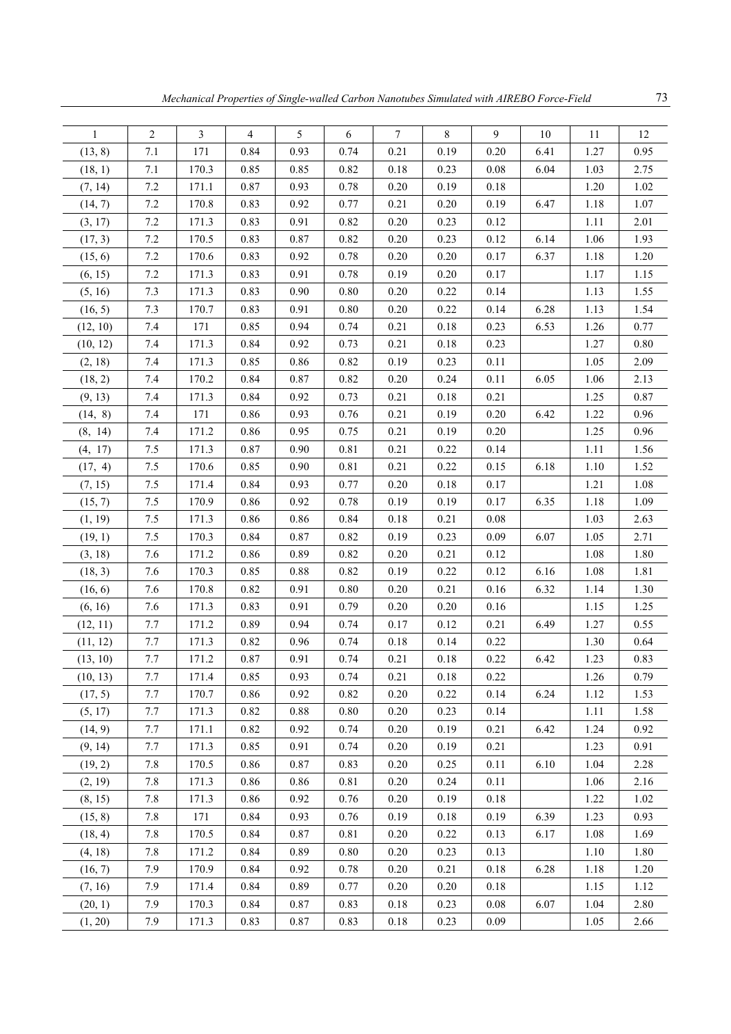| 1 | 2 | 3 | 4 | 5 | 6 | 7 | 8 | 9 | 10 | 11 | 12 |
|---|---|---|---|---|---|---|---|---|---|---|---|
| (13, 8) | 7.1 | 171 | 0.84 | 0.93 | 0.74 | 0.21 | 0.19 | 0.20 | 6.41 | 1.27 | 0.95 |
| (18, 1) | 7.1 | 170.3 | 0.85 | 0.85 | 0.82 | 0.18 | 0.23 | 0.08 | 6.04 | 1.03 | 2.75 |
| (7, 14) | 7.2 | 171.1 | 0.87 | 0.93 | 0.78 | 0.20 | 0.19 | 0.18 | | 1.20 | 1.02 |
| (14, 7) | 7.2 | 170.8 | 0.83 | 0.92 | 0.77 | 0.21 | 0.20 | 0.19 | 6.47 | 1.18 | 1.07 |
| (3, 17) | 7.2 | 171.3 | 0.83 | 0.91 | 0.82 | 0.20 | 0.23 | 0.12 | | 1.11 | 2.01 |
| (17, 3) | 7.2 | 170.5 | 0.83 | 0.87 | 0.82 | 0.20 | 0.23 | 0.12 | 6.14 | 1.06 | 1.93 |
| (15, 6) | 7.2 | 170.6 | 0.83 | 0.92 | 0.78 | 0.20 | 0.20 | 0.17 | 6.37 | 1.18 | 1.20 |
| (6, 15) | 7.2 | 171.3 | 0.83 | 0.91 | 0.78 | 0.19 | 0.20 | 0.17 | | 1.17 | 1.15 |
| (5, 16) | 7.3 | 171.3 | 0.83 | 0.90 | 0.80 | 0.20 | 0.22 | 0.14 | | 1.13 | 1.55 |
| (16, 5) | 7.3 | 170.7 | 0.83 | 0.91 | 0.80 | 0.20 | 0.22 | 0.14 | 6.28 | 1.13 | 1.54 |
| (12, 10) | 7.4 | 171 | 0.85 | 0.94 | 0.74 | 0.21 | 0.18 | 0.23 | 6.53 | 1.26 | 0.77 |
| (10, 12) | 7.4 | 171.3 | 0.84 | 0.92 | 0.73 | 0.21 | 0.18 | 0.23 | | 1.27 | 0.80 |
| (2, 18) | 7.4 | 171.3 | 0.85 | 0.86 | 0.82 | 0.19 | 0.23 | 0.11 | | 1.05 | 2.09 |
| (18, 2) | 7.4 | 170.2 | 0.84 | 0.87 | 0.82 | 0.20 | 0.24 | 0.11 | 6.05 | 1.06 | 2.13 |
| (9, 13) | 7.4 | 171.3 | 0.84 | 0.92 | 0.73 | 0.21 | 0.18 | 0.21 | | 1.25 | 0.87 |
| (14, 8) | 7.4 | 171 | 0.86 | 0.93 | 0.76 | 0.21 | 0.19 | 0.20 | 6.42 | 1.22 | 0.96 |
| (8, 14) | 7.4 | 171.2 | 0.86 | 0.95 | 0.75 | 0.21 | 0.19 | 0.20 | | 1.25 | 0.96 |
| (4, 17) | 7.5 | 171.3 | 0.87 | 0.90 | 0.81 | 0.21 | 0.22 | 0.14 | | 1.11 | 1.56 |
| (17, 4) | 7.5 | 170.6 | 0.85 | 0.90 | 0.81 | 0.21 | 0.22 | 0.15 | 6.18 | 1.10 | 1.52 |
| (7, 15) | 7.5 | 171.4 | 0.84 | 0.93 | 0.77 | 0.20 | 0.18 | 0.17 | | 1.21 | 1.08 |
| (15, 7) | 7.5 | 170.9 | 0.86 | 0.92 | 0.78 | 0.19 | 0.19 | 0.17 | 6.35 | 1.18 | 1.09 |
| (1, 19) | 7.5 | 171.3 | 0.86 | 0.86 | 0.84 | 0.18 | 0.21 | 0.08 | | 1.03 | 2.63 |
| (19, 1) | 7.5 | 170.3 | 0.84 | 0.87 | 0.82 | 0.19 | 0.23 | 0.09 | 6.07 | 1.05 | 2.71 |
| (3, 18) | 7.6 | 171.2 | 0.86 | 0.89 | 0.82 | 0.20 | 0.21 | 0.12 | | 1.08 | 1.80 |
| (18, 3) | 7.6 | 170.3 | 0.85 | 0.88 | 0.82 | 0.19 | 0.22 | 0.12 | 6.16 | 1.08 | 1.81 |
| (16, 6) | 7.6 | 170.8 | 0.82 | 0.91 | 0.80 | 0.20 | 0.21 | 0.16 | 6.32 | 1.14 | 1.30 |
| (6, 16) | 7.6 | 171.3 | 0.83 | 0.91 | 0.79 | 0.20 | 0.20 | 0.16 | | 1.15 | 1.25 |
| (12, 11) | 7.7 | 171.2 | 0.89 | 0.94 | 0.74 | 0.17 | 0.12 | 0.21 | 6.49 | 1.27 | 0.55 |
| (11, 12) | 7.7 | 171.3 | 0.82 | 0.96 | 0.74 | 0.18 | 0.14 | 0.22 | | 1.30 | 0.64 |
| (13, 10) | 7.7 | 171.2 | 0.87 | 0.91 | 0.74 | 0.21 | 0.18 | 0.22 | 6.42 | 1.23 | 0.83 |
| (10, 13) | 7.7 | 171.4 | 0.85 | 0.93 | 0.74 | 0.21 | 0.18 | 0.22 | | 1.26 | 0.79 |
| (17, 5) | 7.7 | 170.7 | 0.86 | 0.92 | 0.82 | 0.20 | 0.22 | 0.14 | 6.24 | 1.12 | 1.53 |
| (5, 17) | 7.7 | 171.3 | 0.82 | 0.88 | 0.80 | 0.20 | 0.23 | 0.14 | | 1.11 | 1.58 |
| (14, 9) | 7.7 | 171.1 | 0.82 | 0.92 | 0.74 | 0.20 | 0.19 | 0.21 | 6.42 | 1.24 | 0.92 |
| (9, 14) | 7.7 | 171.3 | 0.85 | 0.91 | 0.74 | 0.20 | 0.19 | 0.21 | | 1.23 | 0.91 |
| (19, 2) | 7.8 | 170.5 | 0.86 | 0.87 | 0.83 | 0.20 | 0.25 | 0.11 | 6.10 | 1.04 | 2.28 |
| (2, 19) | 7.8 | 171.3 | 0.86 | 0.86 | 0.81 | 0.20 | 0.24 | 0.11 | | 1.06 | 2.16 |
| (8, 15) | 7.8 | 171.3 | 0.86 | 0.92 | 0.76 | 0.20 | 0.19 | 0.18 | | 1.22 | 1.02 |
| (15, 8) | 7.8 | 171 | 0.84 | 0.93 | 0.76 | 0.19 | 0.18 | 0.19 | 6.39 | 1.23 | 0.93 |
| (18, 4) | 7.8 | 170.5 | 0.84 | 0.87 | 0.81 | 0.20 | 0.22 | 0.13 | 6.17 | 1.08 | 1.69 |
| (4, 18) | 7.8 | 171.2 | 0.84 | 0.89 | 0.80 | 0.20 | 0.23 | 0.13 | | 1.10 | 1.80 |
| (16, 7) | 7.9 | 170.9 | 0.84 | 0.92 | 0.78 | 0.20 | 0.21 | 0.18 | 6.28 | 1.18 | 1.20 |
| (7, 16) | 7.9 | 171.4 | 0.84 | 0.89 | 0.77 | 0.20 | 0.20 | 0.18 | | 1.15 | 1.12 |
| (20, 1) | 7.9 | 170.3 | 0.84 | 0.87 | 0.83 | 0.18 | 0.23 | 0.08 | 6.07 | 1.04 | 2.80 |
| (1, 20) | 7.9 | 171.3 | 0.83 | 0.87 | 0.83 | 0.18 | 0.23 | 0.09 | | 1.05 | 2.66 |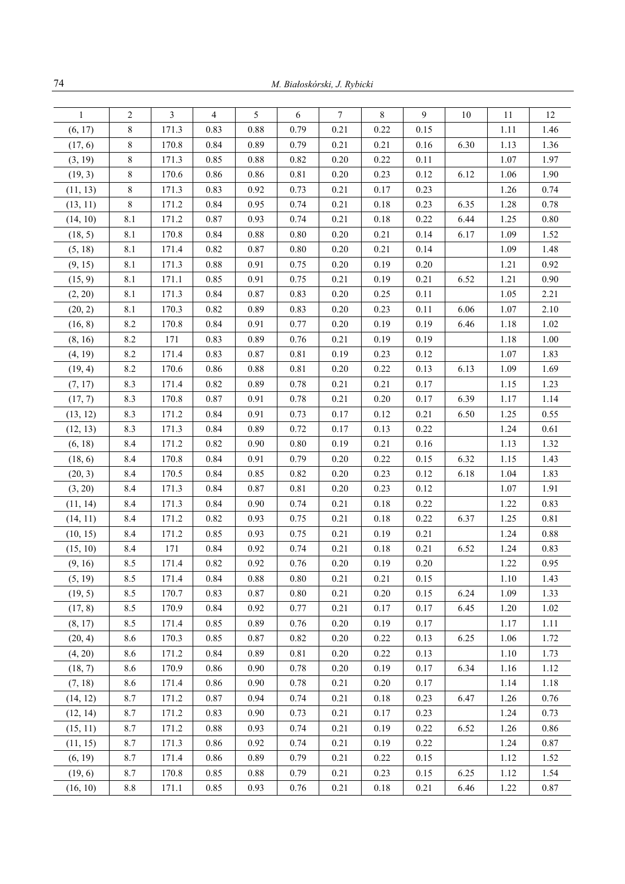| 1 | 2 | 3 | 4 | 5 | 6 | 7 | 8 | 9 | 10 | 11 | 12 |
|---|---|---|---|---|---|---|---|---|---|---|---|
| (6, 17) | 8 | 171.3 | 0.83 | 0.88 | 0.79 | 0.21 | 0.22 | 0.15 | | 1.11 | 1.46 |
| (17, 6) | 8 | 170.8 | 0.84 | 0.89 | 0.79 | 0.21 | 0.21 | 0.16 | 6.30 | 1.13 | 1.36 |
| (3, 19) | 8 | 171.3 | 0.85 | 0.88 | 0.82 | 0.20 | 0.22 | 0.11 | | 1.07 | 1.97 |
| (19, 3) | 8 | 170.6 | 0.86 | 0.86 | 0.81 | 0.20 | 0.23 | 0.12 | 6.12 | 1.06 | 1.90 |
| (11, 13) | 8 | 171.3 | 0.83 | 0.92 | 0.73 | 0.21 | 0.17 | 0.23 | | 1.26 | 0.74 |
| (13, 11) | 8 | 171.2 | 0.84 | 0.95 | 0.74 | 0.21 | 0.18 | 0.23 | 6.35 | 1.28 | 0.78 |
| (14, 10) | 8.1 | 171.2 | 0.87 | 0.93 | 0.74 | 0.21 | 0.18 | 0.22 | 6.44 | 1.25 | 0.80 |
| (18, 5) | 8.1 | 170.8 | 0.84 | 0.88 | 0.80 | 0.20 | 0.21 | 0.14 | 6.17 | 1.09 | 1.52 |
| (5, 18) | 8.1 | 171.4 | 0.82 | 0.87 | 0.80 | 0.20 | 0.21 | 0.14 | | 1.09 | 1.48 |
| (9, 15) | 8.1 | 171.3 | 0.88 | 0.91 | 0.75 | 0.20 | 0.19 | 0.20 | | 1.21 | 0.92 |
| (15, 9) | 8.1 | 171.1 | 0.85 | 0.91 | 0.75 | 0.21 | 0.19 | 0.21 | 6.52 | 1.21 | 0.90 |
| (2, 20) | 8.1 | 171.3 | 0.84 | 0.87 | 0.83 | 0.20 | 0.25 | 0.11 | | 1.05 | 2.21 |
| (20, 2) | 8.1 | 170.3 | 0.82 | 0.89 | 0.83 | 0.20 | 0.23 | 0.11 | 6.06 | 1.07 | 2.10 |
| (16, 8) | 8.2 | 170.8 | 0.84 | 0.91 | 0.77 | 0.20 | 0.19 | 0.19 | 6.46 | 1.18 | 1.02 |
| (8, 16) | 8.2 | 171 | 0.83 | 0.89 | 0.76 | 0.21 | 0.19 | 0.19 | | 1.18 | 1.00 |
| (4, 19) | 8.2 | 171.4 | 0.83 | 0.87 | 0.81 | 0.19 | 0.23 | 0.12 | | 1.07 | 1.83 |
| (19, 4) | 8.2 | 170.6 | 0.86 | 0.88 | 0.81 | 0.20 | 0.22 | 0.13 | 6.13 | 1.09 | 1.69 |
| (7, 17) | 8.3 | 171.4 | 0.82 | 0.89 | 0.78 | 0.21 | 0.21 | 0.17 | | 1.15 | 1.23 |
| (17, 7) | 8.3 | 170.8 | 0.87 | 0.91 | 0.78 | 0.21 | 0.20 | 0.17 | 6.39 | 1.17 | 1.14 |
| (13, 12) | 8.3 | 171.2 | 0.84 | 0.91 | 0.73 | 0.17 | 0.12 | 0.21 | 6.50 | 1.25 | 0.55 |
| (12, 13) | 8.3 | 171.3 | 0.84 | 0.89 | 0.72 | 0.17 | 0.13 | 0.22 | | 1.24 | 0.61 |
| (6, 18) | 8.4 | 171.2 | 0.82 | 0.90 | 0.80 | 0.19 | 0.21 | 0.16 | | 1.13 | 1.32 |
| (18, 6) | 8.4 | 170.8 | 0.84 | 0.91 | 0.79 | 0.20 | 0.22 | 0.15 | 6.32 | 1.15 | 1.43 |
| (20, 3) | 8.4 | 170.5 | 0.84 | 0.85 | 0.82 | 0.20 | 0.23 | 0.12 | 6.18 | 1.04 | 1.83 |
| (3, 20) | 8.4 | 171.3 | 0.84 | 0.87 | 0.81 | 0.20 | 0.23 | 0.12 | | 1.07 | 1.91 |
| (11, 14) | 8.4 | 171.3 | 0.84 | 0.90 | 0.74 | 0.21 | 0.18 | 0.22 | | 1.22 | 0.83 |
| (14, 11) | 8.4 | 171.2 | 0.82 | 0.93 | 0.75 | 0.21 | 0.18 | 0.22 | 6.37 | 1.25 | 0.81 |
| (10, 15) | 8.4 | 171.2 | 0.85 | 0.93 | 0.75 | 0.21 | 0.19 | 0.21 | | 1.24 | 0.88 |
| (15, 10) | 8.4 | 171 | 0.84 | 0.92 | 0.74 | 0.21 | 0.18 | 0.21 | 6.52 | 1.24 | 0.83 |
| (9, 16) | 8.5 | 171.4 | 0.82 | 0.92 | 0.76 | 0.20 | 0.19 | 0.20 | | 1.22 | 0.95 |
| (5, 19) | 8.5 | 171.4 | 0.84 | 0.88 | 0.80 | 0.21 | 0.21 | 0.15 | | 1.10 | 1.43 |
| (19, 5) | 8.5 | 170.7 | 0.83 | 0.87 | 0.80 | 0.21 | 0.20 | 0.15 | 6.24 | 1.09 | 1.33 |
| (17, 8) | 8.5 | 170.9 | 0.84 | 0.92 | 0.77 | 0.21 | 0.17 | 0.17 | 6.45 | 1.20 | 1.02 |
| (8, 17) | 8.5 | 171.4 | 0.85 | 0.89 | 0.76 | 0.20 | 0.19 | 0.17 | | 1.17 | 1.11 |
| (20, 4) | 8.6 | 170.3 | 0.85 | 0.87 | 0.82 | 0.20 | 0.22 | 0.13 | 6.25 | 1.06 | 1.72 |
| (4, 20) | 8.6 | 171.2 | 0.84 | 0.89 | 0.81 | 0.20 | 0.22 | 0.13 | | 1.10 | 1.73 |
| (18, 7) | 8.6 | 170.9 | 0.86 | 0.90 | 0.78 | 0.20 | 0.19 | 0.17 | 6.34 | 1.16 | 1.12 |
| (7, 18) | 8.6 | 171.4 | 0.86 | 0.90 | 0.78 | 0.21 | 0.20 | 0.17 | | 1.14 | 1.18 |
| (14, 12) | 8.7 | 171.2 | 0.87 | 0.94 | 0.74 | 0.21 | 0.18 | 0.23 | 6.47 | 1.26 | 0.76 |
| (12, 14) | 8.7 | 171.2 | 0.83 | 0.90 | 0.73 | 0.21 | 0.17 | 0.23 | | 1.24 | 0.73 |
| (15, 11) | 8.7 | 171.2 | 0.88 | 0.93 | 0.74 | 0.21 | 0.19 | 0.22 | 6.52 | 1.26 | 0.86 |
| (11, 15) | 8.7 | 171.3 | 0.86 | 0.92 | 0.74 | 0.21 | 0.19 | 0.22 | | 1.24 | 0.87 |
| (6, 19) | 8.7 | 171.4 | 0.86 | 0.89 | 0.79 | 0.21 | 0.22 | 0.15 | | 1.12 | 1.52 |
| (19, 6) | 8.7 | 170.8 | 0.85 | 0.88 | 0.79 | 0.21 | 0.23 | 0.15 | 6.25 | 1.12 | 1.54 |
| (16, 10) | 8.8 | 171.1 | 0.85 | 0.93 | 0.76 | 0.21 | 0.18 | 0.21 | 6.46 | 1.22 | 0.87 |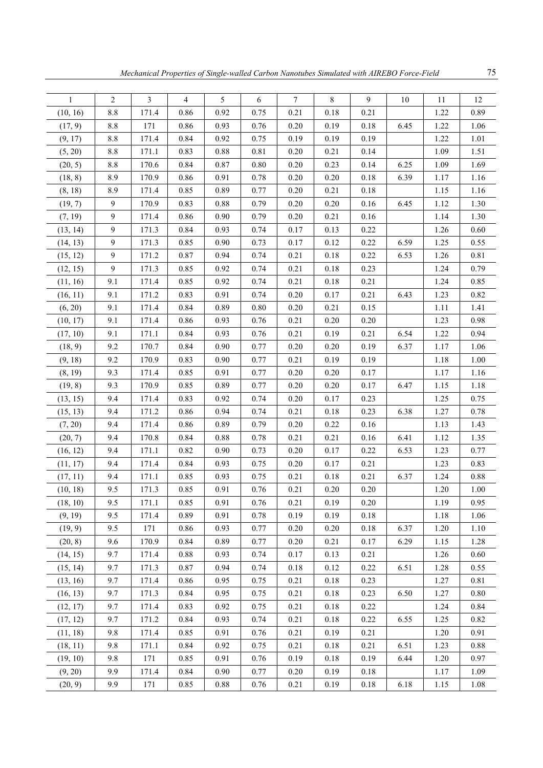| 1 | 2 | 3 | 4 | 5 | 6 | 7 | 8 | 9 | 10 | 11 | 12 |
|---|---|---|---|---|---|---|---|---|---|---|---|
| (10, 16) | 8.8 | 171.4 | 0.86 | 0.92 | 0.75 | 0.21 | 0.18 | 0.21 | | 1.22 | 0.89 |
| (17, 9) | 8.8 | 171 | 0.86 | 0.93 | 0.76 | 0.20 | 0.19 | 0.18 | 6.45 | 1.22 | 1.06 |
| (9, 17) | 8.8 | 171.4 | 0.84 | 0.92 | 0.75 | 0.19 | 0.19 | 0.19 | | 1.22 | 1.01 |
| (5, 20) | 8.8 | 171.1 | 0.83 | 0.88 | 0.81 | 0.20 | 0.21 | 0.14 | | 1.09 | 1.51 |
| (20, 5) | 8.8 | 170.6 | 0.84 | 0.87 | 0.80 | 0.20 | 0.23 | 0.14 | 6.25 | 1.09 | 1.69 |
| (18, 8) | 8.9 | 170.9 | 0.86 | 0.91 | 0.78 | 0.20 | 0.20 | 0.18 | 6.39 | 1.17 | 1.16 |
| (8, 18) | 8.9 | 171.4 | 0.85 | 0.89 | 0.77 | 0.20 | 0.21 | 0.18 | | 1.15 | 1.16 |
| (19, 7) | 9 | 170.9 | 0.83 | 0.88 | 0.79 | 0.20 | 0.20 | 0.16 | 6.45 | 1.12 | 1.30 |
| (7, 19) | 9 | 171.4 | 0.86 | 0.90 | 0.79 | 0.20 | 0.21 | 0.16 | | 1.14 | 1.30 |
| (13, 14) | 9 | 171.3 | 0.84 | 0.93 | 0.74 | 0.17 | 0.13 | 0.22 | | 1.26 | 0.60 |
| (14, 13) | 9 | 171.3 | 0.85 | 0.90 | 0.73 | 0.17 | 0.12 | 0.22 | 6.59 | 1.25 | 0.55 |
| (15, 12) | 9 | 171.2 | 0.87 | 0.94 | 0.74 | 0.21 | 0.18 | 0.22 | 6.53 | 1.26 | 0.81 |
| (12, 15) | 9 | 171.3 | 0.85 | 0.92 | 0.74 | 0.21 | 0.18 | 0.23 | | 1.24 | 0.79 |
| (11, 16) | 9.1 | 171.4 | 0.85 | 0.92 | 0.74 | 0.21 | 0.18 | 0.21 | | 1.24 | 0.85 |
| (16, 11) | 9.1 | 171.2 | 0.83 | 0.91 | 0.74 | 0.20 | 0.17 | 0.21 | 6.43 | 1.23 | 0.82 |
| (6, 20) | 9.1 | 171.4 | 0.84 | 0.89 | 0.80 | 0.20 | 0.21 | 0.15 | | 1.11 | 1.41 |
| (10, 17) | 9.1 | 171.4 | 0.86 | 0.93 | 0.76 | 0.21 | 0.20 | 0.20 | | 1.23 | 0.98 |
| (17, 10) | 9.1 | 171.1 | 0.84 | 0.93 | 0.76 | 0.21 | 0.19 | 0.21 | 6.54 | 1.22 | 0.94 |
| (18, 9) | 9.2 | 170.7 | 0.84 | 0.90 | 0.77 | 0.20 | 0.20 | 0.19 | 6.37 | 1.17 | 1.06 |
| (9, 18) | 9.2 | 170.9 | 0.83 | 0.90 | 0.77 | 0.21 | 0.19 | 0.19 | | 1.18 | 1.00 |
| (8, 19) | 9.3 | 171.4 | 0.85 | 0.91 | 0.77 | 0.20 | 0.20 | 0.17 | | 1.17 | 1.16 |
| (19, 8) | 9.3 | 170.9 | 0.85 | 0.89 | 0.77 | 0.20 | 0.20 | 0.17 | 6.47 | 1.15 | 1.18 |
| (13, 15) | 9.4 | 171.4 | 0.83 | 0.92 | 0.74 | 0.20 | 0.17 | 0.23 | | 1.25 | 0.75 |
| (15, 13) | 9.4 | 171.2 | 0.86 | 0.94 | 0.74 | 0.21 | 0.18 | 0.23 | 6.38 | 1.27 | 0.78 |
| (7, 20) | 9.4 | 171.4 | 0.86 | 0.89 | 0.79 | 0.20 | 0.22 | 0.16 | | 1.13 | 1.43 |
| (20, 7) | 9.4 | 170.8 | 0.84 | 0.88 | 0.78 | 0.21 | 0.21 | 0.16 | 6.41 | 1.12 | 1.35 |
| (16, 12) | 9.4 | 171.1 | 0.82 | 0.90 | 0.73 | 0.20 | 0.17 | 0.22 | 6.53 | 1.23 | 0.77 |
| (11, 17) | 9.4 | 171.4 | 0.84 | 0.93 | 0.75 | 0.20 | 0.17 | 0.21 | | 1.23 | 0.83 |
| (17, 11) | 9.4 | 171.1 | 0.85 | 0.93 | 0.75 | 0.21 | 0.18 | 0.21 | 6.37 | 1.24 | 0.88 |
| (10, 18) | 9.5 | 171.3 | 0.85 | 0.91 | 0.76 | 0.21 | 0.20 | 0.20 | | 1.20 | 1.00 |
| (18, 10) | 9.5 | 171.1 | 0.85 | 0.91 | 0.76 | 0.21 | 0.19 | 0.20 | | 1.19 | 0.95 |
| (9, 19) | 9.5 | 171.4 | 0.89 | 0.91 | 0.78 | 0.19 | 0.19 | 0.18 | | 1.18 | 1.06 |
| (19, 9) | 9.5 | 171 | 0.86 | 0.93 | 0.77 | 0.20 | 0.20 | 0.18 | 6.37 | 1.20 | 1.10 |
| (20, 8) | 9.6 | 170.9 | 0.84 | 0.89 | 0.77 | 0.20 | 0.21 | 0.17 | 6.29 | 1.15 | 1.28 |
| (14, 15) | 9.7 | 171.4 | 0.88 | 0.93 | 0.74 | 0.17 | 0.13 | 0.21 | | 1.26 | 0.60 |
| (15, 14) | 9.7 | 171.3 | 0.87 | 0.94 | 0.74 | 0.18 | 0.12 | 0.22 | 6.51 | 1.28 | 0.55 |
| (13, 16) | 9.7 | 171.4 | 0.86 | 0.95 | 0.75 | 0.21 | 0.18 | 0.23 | | 1.27 | 0.81 |
| (16, 13) | 9.7 | 171.3 | 0.84 | 0.95 | 0.75 | 0.21 | 0.18 | 0.23 | 6.50 | 1.27 | 0.80 |
| (12, 17) | 9.7 | 171.4 | 0.83 | 0.92 | 0.75 | 0.21 | 0.18 | 0.22 | | 1.24 | 0.84 |
| (17, 12) | 9.7 | 171.2 | 0.84 | 0.93 | 0.74 | 0.21 | 0.18 | 0.22 | 6.55 | 1.25 | 0.82 |
| (11, 18) | 9.8 | 171.4 | 0.85 | 0.91 | 0.76 | 0.21 | 0.19 | 0.21 | | 1.20 | 0.91 |
| (18, 11) | 9.8 | 171.1 | 0.84 | 0.92 | 0.75 | 0.21 | 0.18 | 0.21 | 6.51 | 1.23 | 0.88 |
| (19, 10) | 9.8 | 171 | 0.85 | 0.91 | 0.76 | 0.19 | 0.18 | 0.19 | 6.44 | 1.20 | 0.97 |
| (9, 20) | 9.9 | 171.4 | 0.84 | 0.90 | 0.77 | 0.20 | 0.19 | 0.18 | | 1.17 | 1.09 |
| (20, 9) | 9.9 | 171 | 0.85 | 0.88 | 0.76 | 0.21 | 0.19 | 0.18 | 6.18 | 1.15 | 1.08 |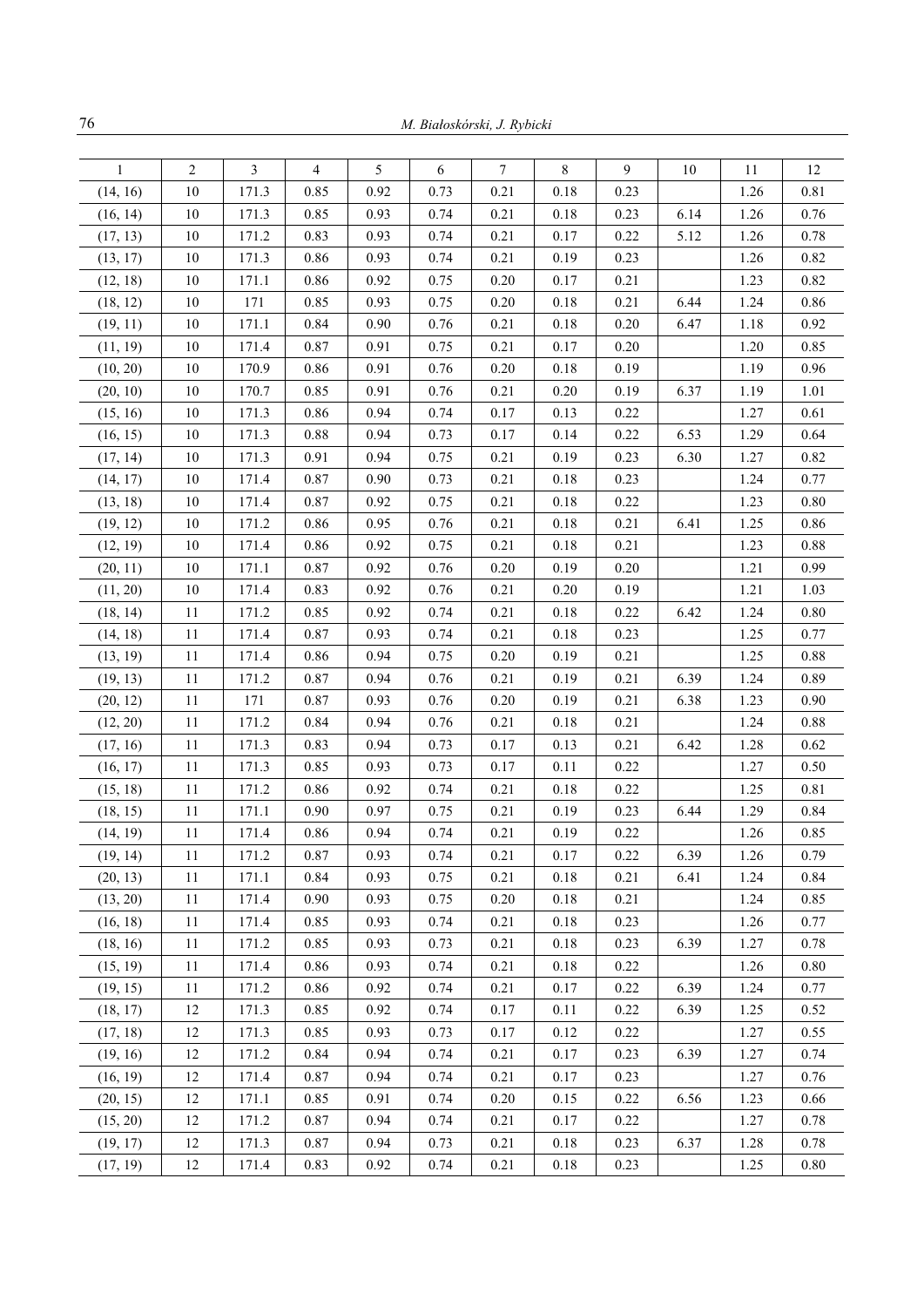| 1 | 2 | 3 | 4 | 5 | 6 | 7 | 8 | 9 | 10 | 11 | 12 |
|---|---|---|---|---|---|---|---|---|---|---|---|
| (14, 16) | 10 | 171.3 | 0.85 | 0.92 | 0.73 | 0.21 | 0.18 | 0.23 | | 1.26 | 0.81 |
| (16, 14) | 10 | 171.3 | 0.85 | 0.93 | 0.74 | 0.21 | 0.18 | 0.23 | 6.14 | 1.26 | 0.76 |
| (17, 13) | 10 | 171.2 | 0.83 | 0.93 | 0.74 | 0.21 | 0.17 | 0.22 | 5.12 | 1.26 | 0.78 |
| (13, 17) | 10 | 171.3 | 0.86 | 0.93 | 0.74 | 0.21 | 0.19 | 0.23 | | 1.26 | 0.82 |
| (12, 18) | 10 | 171.1 | 0.86 | 0.92 | 0.75 | 0.20 | 0.17 | 0.21 | | 1.23 | 0.82 |
| (18, 12) | 10 | 171 | 0.85 | 0.93 | 0.75 | 0.20 | 0.18 | 0.21 | 6.44 | 1.24 | 0.86 |
| (19, 11) | 10 | 171.1 | 0.84 | 0.90 | 0.76 | 0.21 | 0.18 | 0.20 | 6.47 | 1.18 | 0.92 |
| (11, 19) | 10 | 171.4 | 0.87 | 0.91 | 0.75 | 0.21 | 0.17 | 0.20 | | 1.20 | 0.85 |
| (10, 20) | 10 | 170.9 | 0.86 | 0.91 | 0.76 | 0.20 | 0.18 | 0.19 | | 1.19 | 0.96 |
| (20, 10) | 10 | 170.7 | 0.85 | 0.91 | 0.76 | 0.21 | 0.20 | 0.19 | 6.37 | 1.19 | 1.01 |
| (15, 16) | 10 | 171.3 | 0.86 | 0.94 | 0.74 | 0.17 | 0.13 | 0.22 | | 1.27 | 0.61 |
| (16, 15) | 10 | 171.3 | 0.88 | 0.94 | 0.73 | 0.17 | 0.14 | 0.22 | 6.53 | 1.29 | 0.64 |
| (17, 14) | 10 | 171.3 | 0.91 | 0.94 | 0.75 | 0.21 | 0.19 | 0.23 | 6.30 | 1.27 | 0.82 |
| (14, 17) | 10 | 171.4 | 0.87 | 0.90 | 0.73 | 0.21 | 0.18 | 0.23 | | 1.24 | 0.77 |
| (13, 18) | 10 | 171.4 | 0.87 | 0.92 | 0.75 | 0.21 | 0.18 | 0.22 | | 1.23 | 0.80 |
| (19, 12) | 10 | 171.2 | 0.86 | 0.95 | 0.76 | 0.21 | 0.18 | 0.21 | 6.41 | 1.25 | 0.86 |
| (12, 19) | 10 | 171.4 | 0.86 | 0.92 | 0.75 | 0.21 | 0.18 | 0.21 | | 1.23 | 0.88 |
| (20, 11) | 10 | 171.1 | 0.87 | 0.92 | 0.76 | 0.20 | 0.19 | 0.20 | | 1.21 | 0.99 |
| (11, 20) | 10 | 171.4 | 0.83 | 0.92 | 0.76 | 0.21 | 0.20 | 0.19 | | 1.21 | 1.03 |
| (18, 14) | 11 | 171.2 | 0.85 | 0.92 | 0.74 | 0.21 | 0.18 | 0.22 | 6.42 | 1.24 | 0.80 |
| (14, 18) | 11 | 171.4 | 0.87 | 0.93 | 0.74 | 0.21 | 0.18 | 0.23 | | 1.25 | 0.77 |
| (13, 19) | 11 | 171.4 | 0.86 | 0.94 | 0.75 | 0.20 | 0.19 | 0.21 | | 1.25 | 0.88 |
| (19, 13) | 11 | 171.2 | 0.87 | 0.94 | 0.76 | 0.21 | 0.19 | 0.21 | 6.39 | 1.24 | 0.89 |
| (20, 12) | 11 | 171 | 0.87 | 0.93 | 0.76 | 0.20 | 0.19 | 0.21 | 6.38 | 1.23 | 0.90 |
| (12, 20) | 11 | 171.2 | 0.84 | 0.94 | 0.76 | 0.21 | 0.18 | 0.21 | | 1.24 | 0.88 |
| (17, 16) | 11 | 171.3 | 0.83 | 0.94 | 0.73 | 0.17 | 0.13 | 0.21 | 6.42 | 1.28 | 0.62 |
| (16, 17) | 11 | 171.3 | 0.85 | 0.93 | 0.73 | 0.17 | 0.11 | 0.22 | | 1.27 | 0.50 |
| (15, 18) | 11 | 171.2 | 0.86 | 0.92 | 0.74 | 0.21 | 0.18 | 0.22 | | 1.25 | 0.81 |
| (18, 15) | 11 | 171.1 | 0.90 | 0.97 | 0.75 | 0.21 | 0.19 | 0.23 | 6.44 | 1.29 | 0.84 |
| (14, 19) | 11 | 171.4 | 0.86 | 0.94 | 0.74 | 0.21 | 0.19 | 0.22 | | 1.26 | 0.85 |
| (19, 14) | 11 | 171.2 | 0.87 | 0.93 | 0.74 | 0.21 | 0.17 | 0.22 | 6.39 | 1.26 | 0.79 |
| (20, 13) | 11 | 171.1 | 0.84 | 0.93 | 0.75 | 0.21 | 0.18 | 0.21 | 6.41 | 1.24 | 0.84 |
| (13, 20) | 11 | 171.4 | 0.90 | 0.93 | 0.75 | 0.20 | 0.18 | 0.21 | | 1.24 | 0.85 |
| (16, 18) | 11 | 171.4 | 0.85 | 0.93 | 0.74 | 0.21 | 0.18 | 0.23 | | 1.26 | 0.77 |
| (18, 16) | 11 | 171.2 | 0.85 | 0.93 | 0.73 | 0.21 | 0.18 | 0.23 | 6.39 | 1.27 | 0.78 |
| (15, 19) | 11 | 171.4 | 0.86 | 0.93 | 0.74 | 0.21 | 0.18 | 0.22 | | 1.26 | 0.80 |
| (19, 15) | 11 | 171.2 | 0.86 | 0.92 | 0.74 | 0.21 | 0.17 | 0.22 | 6.39 | 1.24 | 0.77 |
| (18, 17) | 12 | 171.3 | 0.85 | 0.92 | 0.74 | 0.17 | 0.11 | 0.22 | 6.39 | 1.25 | 0.52 |
| (17, 18) | 12 | 171.3 | 0.85 | 0.93 | 0.73 | 0.17 | 0.12 | 0.22 | | 1.27 | 0.55 |
| (19, 16) | 12 | 171.2 | 0.84 | 0.94 | 0.74 | 0.21 | 0.17 | 0.23 | 6.39 | 1.27 | 0.74 |
| (16, 19) | 12 | 171.4 | 0.87 | 0.94 | 0.74 | 0.21 | 0.17 | 0.23 | | 1.27 | 0.76 |
| (20, 15) | 12 | 171.1 | 0.85 | 0.91 | 0.74 | 0.20 | 0.15 | 0.22 | 6.56 | 1.23 | 0.66 |
| (15, 20) | 12 | 171.2 | 0.87 | 0.94 | 0.74 | 0.21 | 0.17 | 0.22 | | 1.27 | 0.78 |
| (19, 17) | 12 | 171.3 | 0.87 | 0.94 | 0.73 | 0.21 | 0.18 | 0.23 | 6.37 | 1.28 | 0.78 |
| (17, 19) | 12 | 171.4 | 0.83 | 0.92 | 0.74 | 0.21 | 0.18 | 0.23 | | 1.25 | 0.80 |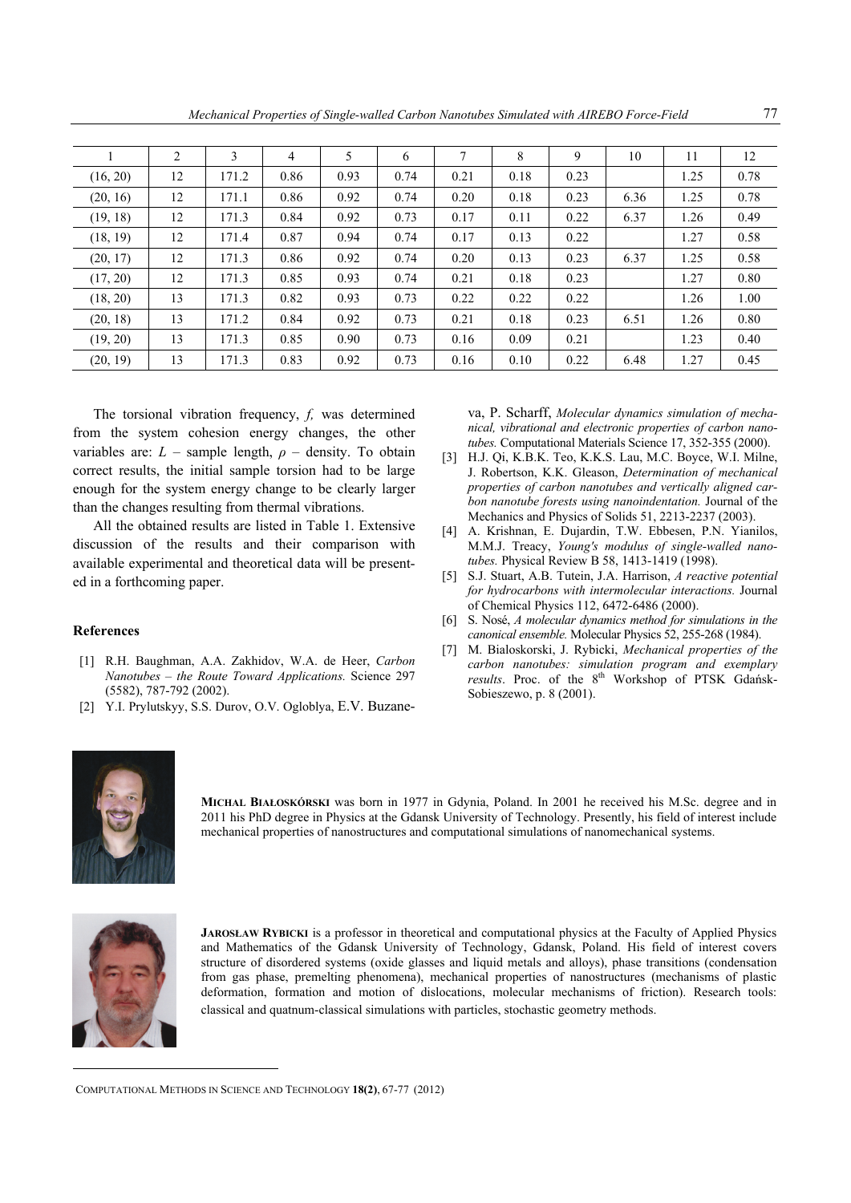| 1 | 2 | 3 | 4 | 5 | 6 | 7 | 8 | 9 | 10 | 11 | 12 |
|---|---|---|---|---|---|---|---|---|---|---|---|
| (16, 20) | 12 | 171.2 | 0.86 | 0.93 | 0.74 | 0.21 | 0.18 | 0.23 | | 1.25 | 0.78 |
| (20, 16) | 12 | 171.1 | 0.86 | 0.92 | 0.74 | 0.20 | 0.18 | 0.23 | 6.36 | 1.25 | 0.78 |
| (19, 18) | 12 | 171.3 | 0.84 | 0.92 | 0.73 | 0.17 | 0.11 | 0.22 | 6.37 | 1.26 | 0.49 |
| (18, 19) | 12 | 171.4 | 0.87 | 0.94 | 0.74 | 0.17 | 0.13 | 0.22 | | 1.27 | 0.58 |
| (20, 17) | 12 | 171.3 | 0.86 | 0.92 | 0.74 | 0.20 | 0.13 | 0.23 | 6.37 | 1.25 | 0.58 |
| (17, 20) | 12 | 171.3 | 0.85 | 0.93 | 0.74 | 0.21 | 0.18 | 0.23 | | 1.27 | 0.80 |
| (18, 20) | 13 | 171.3 | 0.82 | 0.93 | 0.73 | 0.22 | 0.22 | 0.22 | | 1.26 | 1.00 |
| (20, 18) | 13 | 171.2 | 0.84 | 0.92 | 0.73 | 0.21 | 0.18 | 0.23 | 6.51 | 1.26 | 0.80 |
| (19, 20) | 13 | 171.3 | 0.85 | 0.90 | 0.73 | 0.16 | 0.09 | 0.21 | | 1.23 | 0.40 |
| (20, 19) | 13 | 171.3 | 0.83 | 0.92 | 0.73 | 0.16 | 0.10 | 0.22 | 6.48 | 1.27 | 0.45 |

The torsional vibration frequency, *f,* was determined from the system cohesion energy changes, the other variables are: $L$ – sample length, $\rho$ – density. To obtain correct results, the initial sample torsion had to be large enough for the system energy change to be clearly larger than the changes resulting from thermal vibrations.

All the obtained results are listed in Table 1. Extensive discussion of the results and their comparison with available experimental and theoretical data will be presented in a forthcoming paper.

## References

[1] R.H. Baughman, A.A. Zakhidov, W.A. de Heer, *Carbon Nanotubes – the Route Toward Applications.* Science 297 (5582), 787-792 (2002).

[2] Y.I. Prylutskyy, S.S. Durov, O.V. Ogloblya, E.V. Buzaneva, P. Scharff, *Molecular dynamics simulation of mechanical, vibrational and electronic properties of carbon nanotubes.* Computational Materials Science 17, 352-355 (2000).

[3] H.J. Qi, K.B.K. Teo, K.K.S. Lau, M.C. Boyce, W.I. Milne, J. Robertson, K.K. Gleason, *Determination of mechanical properties of carbon nanotubes and vertically aligned carbon nanotube forests using nanoindentation.* Journal of the Mechanics and Physics of Solids 51, 2213-2237 (2003).

[4] A. Krishnan, E. Dujardin, T.W. Ebbesen, P.N. Yianilos, M.M.J. Treacy, *Young's modulus of single-walled nanotubes.* Physical Review B 58, 1413-1419 (1998).

[5] S.J. Stuart, A.B. Tutein, J.A. Harrison, *A reactive potential for hydrocarbons with intermolecular interactions.* Journal of Chemical Physics 112, 6472-6486 (2000).

[6] S. Nosé, *A molecular dynamics method for simulations in the canonical ensemble.* Molecular Physics 52, 255-268 (1984).

[7] M. Bialoskorski, J. Rybicki, *Mechanical properties of the carbon nanotubes: simulation program and exemplary results*. Proc. of the 8th Workshop of PTSK Gdańsk-Sobieszewo, p. 8 (2001).

**MICHAL BIAŁOSKÓRSKI** was born in 1977 in Gdynia, Poland. In 2001 he received his M.Sc. degree and in 2011 his PhD degree in Physics at the Gdansk University of Technology. Presently, his field of interest include mechanical properties of nanostructures and computational simulations of nanomechanical systems.

**JAROSŁAW RYBICKI** is a professor in theoretical and computational physics at the Faculty of Applied Physics and Mathematics of the Gdansk University of Technology, Gdansk, Poland. His field of interest covers structure of disordered systems (oxide glasses and liquid metals and alloys), phase transitions (condensation from gas phase, premelting phenomena), mechanical properties of nanostructures (mechanisms of plastic deformation, formation and motion of dislocations, molecular mechanisms of friction). Research tools: classical and quatnum-classical simulations with particles, stochastic geometry methods.